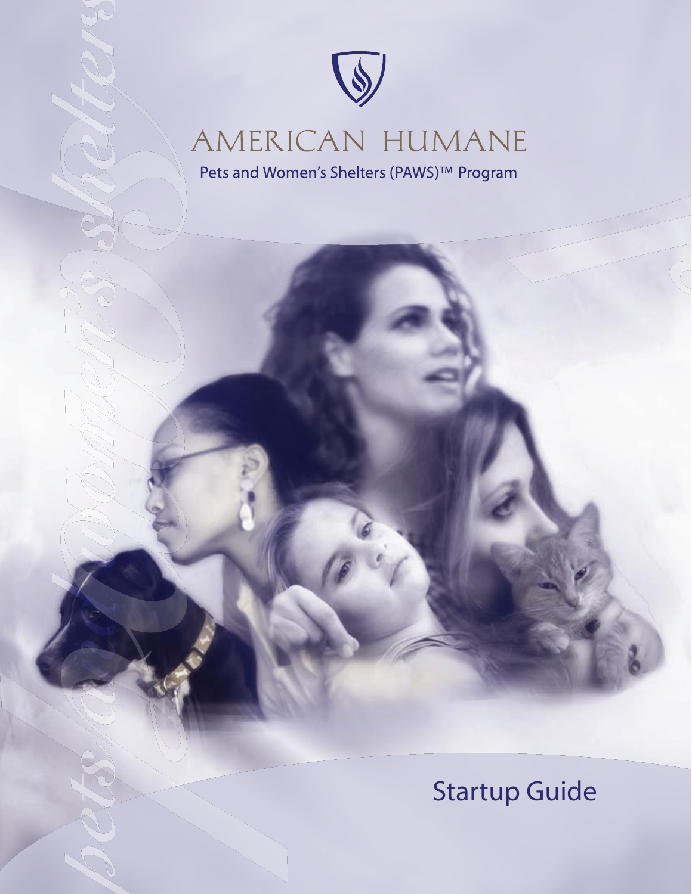# AMERICAN HUMANE

Pets and Women's Shelters (PAWS)™ Program

pets and women's shelters

## Startup Guide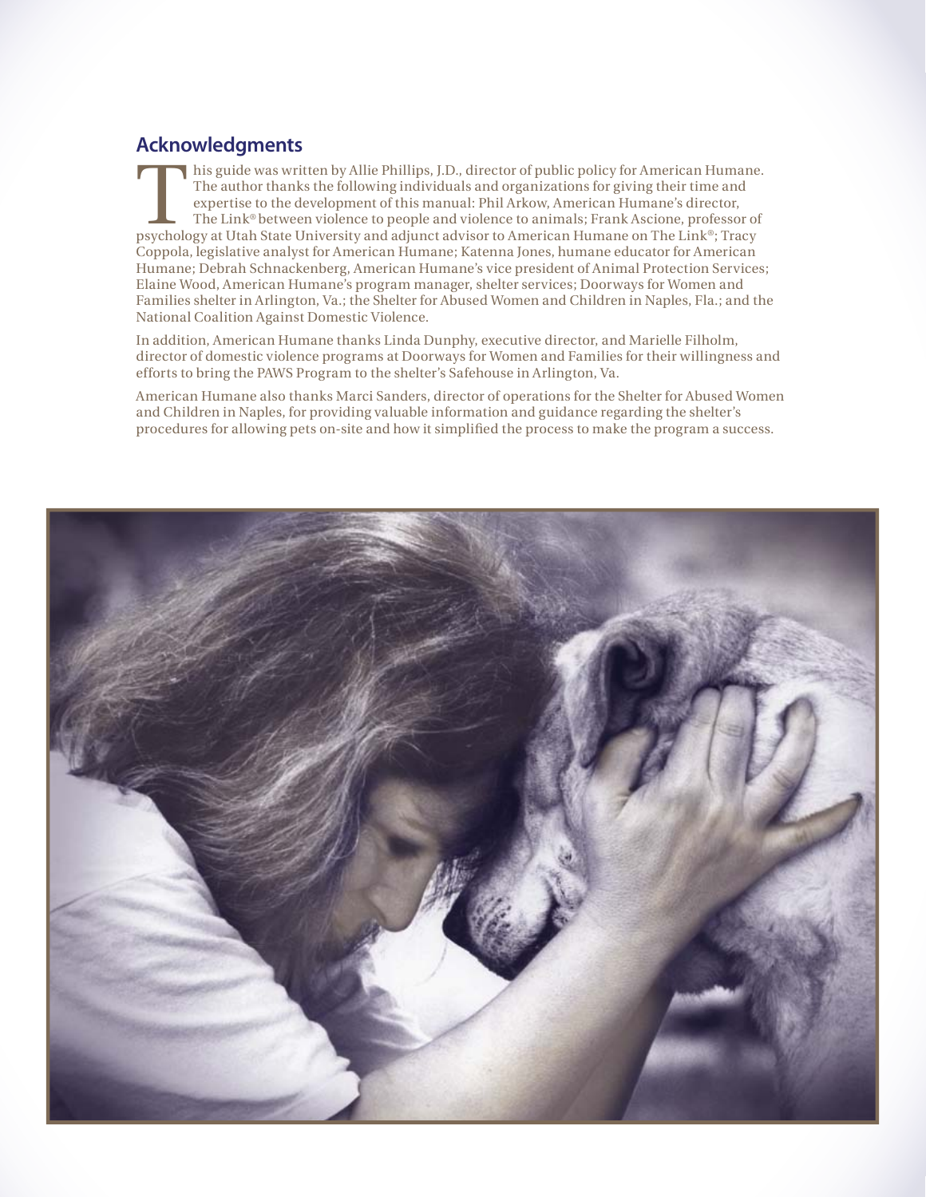## Acknowledgments

This guide was written by Allie Phillips, J.D., director of public policy for American Humane. The author thanks the following individuals and organizations for giving their time and expertise to the development of this manual: Phil Arkow, American Humane's director, The Link® between violence to people and violence to animals; Frank Ascione, professor of psychology at Utah State University and adjunct advisor to American Humane on The Link®; Tracy Coppola, legislative analyst for American Humane; Katenna Jones, humane educator for American Humane; Debrah Schnackenberg, American Humane's vice president of Animal Protection Services; Elaine Wood, American Humane's program manager, shelter services; Doorways for Women and Families shelter in Arlington, Va.; the Shelter for Abused Women and Children in Naples, Fla.; and the National Coalition Against Domestic Violence.

In addition, American Humane thanks Linda Dunphy, executive director, and Marielle Filholm, director of domestic violence programs at Doorways for Women and Families for their willingness and efforts to bring the PAWS Program to the shelter's Safehouse in Arlington, Va.

American Humane also thanks Marci Sanders, director of operations for the Shelter for Abused Women and Children in Naples, for providing valuable information and guidance regarding the shelter's procedures for allowing pets on-site and how it simplified the process to make the program a success.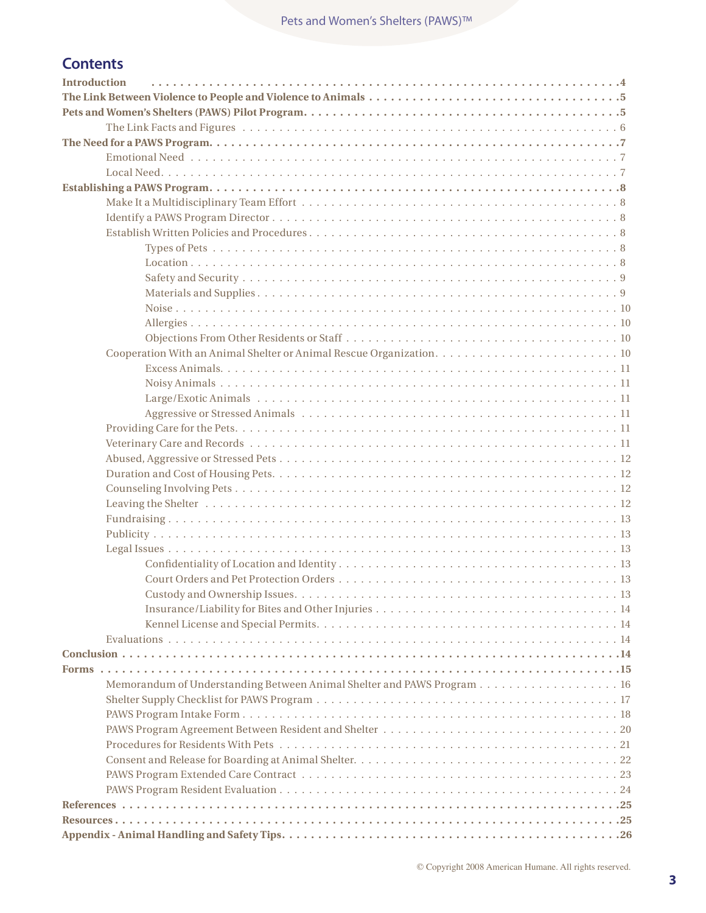## Contents

**Introduction** .....4

**The Link Between Violence to People and Violence to Animals** .....5

**Pets and Women's Shelters (PAWS) Pilot Program** .....5

- The Link Facts and Figures .....6

**The Need for a PAWS Program** .....7

- Emotional Need .....7
- Local Need .....7

**Establishing a PAWS Program** .....8

- Make It a Multidisciplinary Team Effort .....8
- Identify a PAWS Program Director .....8
- Establish Written Policies and Procedures .....8
  - Types of Pets .....8
  - Location .....8
  - Safety and Security .....9
  - Materials and Supplies .....9
  - Noise .....10
  - Allergies .....10
  - Objections From Other Residents or Staff .....10
- Cooperation With an Animal Shelter or Animal Rescue Organization .....10
  - Excess Animals .....11
  - Noisy Animals .....11
  - Large/Exotic Animals .....11
  - Aggressive or Stressed Animals .....11
- Providing Care for the Pets .....11
- Veterinary Care and Records .....11
- Abused, Aggressive or Stressed Pets .....12
- Duration and Cost of Housing Pets .....12
- Counseling Involving Pets .....12
- Leaving the Shelter .....12
- Fundraising .....13
- Publicity .....13
- Legal Issues .....13
  - Confidentiality of Location and Identity .....13
  - Court Orders and Pet Protection Orders .....13
  - Custody and Ownership Issues .....13
  - Insurance/Liability for Bites and Other Injuries .....14
  - Kennel License and Special Permits .....14
- Evaluations .....14

**Conclusion** .....14

**Forms** .....15

- Memorandum of Understanding Between Animal Shelter and PAWS Program .....16
- Shelter Supply Checklist for PAWS Program .....17
- PAWS Program Intake Form .....18
- PAWS Program Agreement Between Resident and Shelter .....20
- Procedures for Residents With Pets .....21
- Consent and Release for Boarding at Animal Shelter .....22
- PAWS Program Extended Care Contract .....23
- PAWS Program Resident Evaluation .....24

**References** .....25

**Resources** .....25

**Appendix - Animal Handling and Safety Tips** .....26

© Copyright 2008 American Humane. All rights reserved.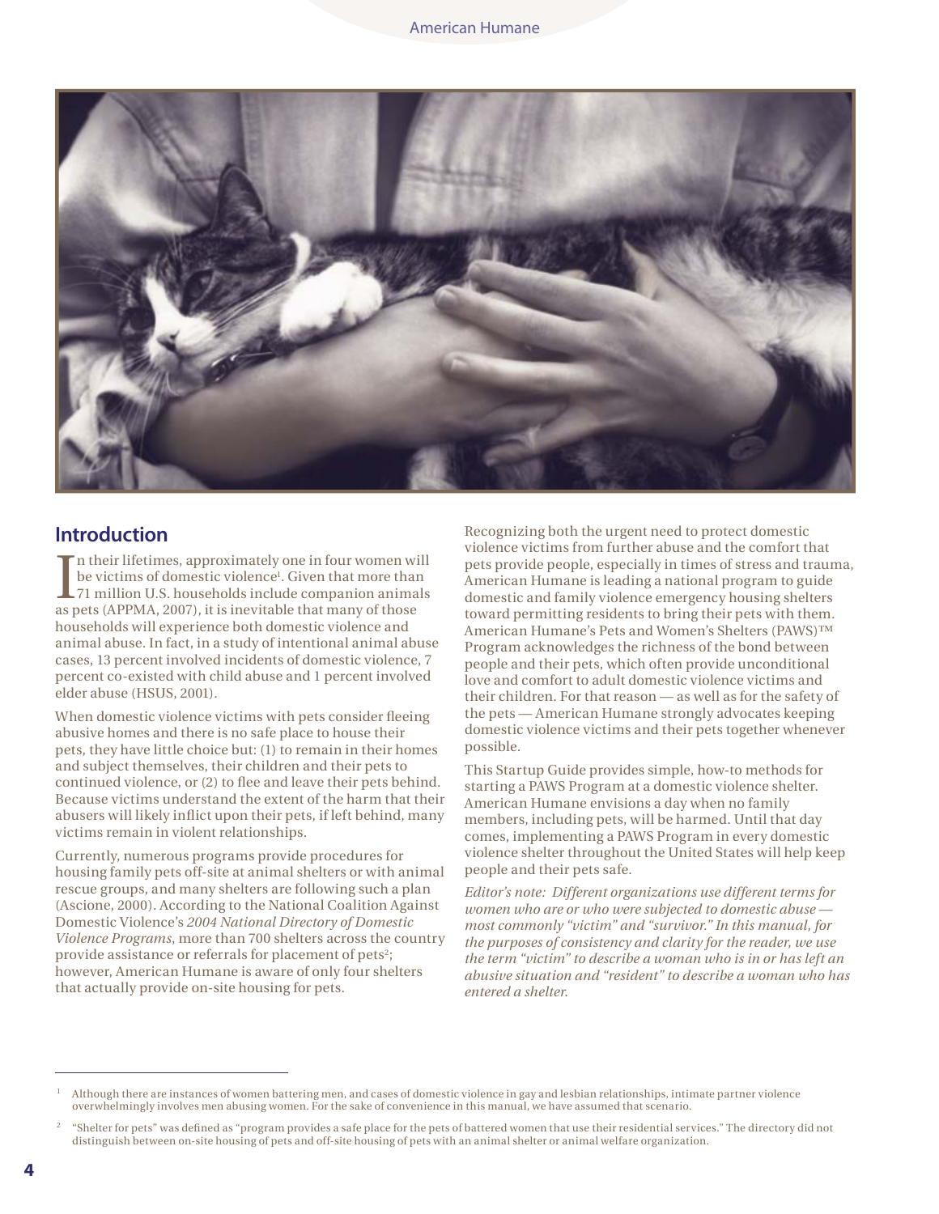## Introduction

In their lifetimes, approximately one in four women will be victims of domestic violence[1]. Given that more than 71 million U.S. households include companion animals as pets (APPMA, 2007), it is inevitable that many of those households will experience both domestic violence and animal abuse. In fact, in a study of intentional animal abuse cases, 13 percent involved incidents of domestic violence, 7 percent co-existed with child abuse and 1 percent involved elder abuse (HSUS, 2001).

When domestic violence victims with pets consider fleeing abusive homes and there is no safe place to house their pets, they have little choice but: (1) to remain in their homes and subject themselves, their children and their pets to continued violence, or (2) to flee and leave their pets behind. Because victims understand the extent of the harm that their abusers will likely inflict upon their pets, if left behind, many victims remain in violent relationships.

Currently, numerous programs provide procedures for housing family pets off-site at animal shelters or with animal rescue groups, and many shelters are following such a plan (Ascione, 2000). According to the National Coalition Against Domestic Violence's *2004 National Directory of Domestic Violence Programs*, more than 700 shelters across the country provide assistance or referrals for placement of pets[2]; however, American Humane is aware of only four shelters that actually provide on-site housing for pets.

Recognizing both the urgent need to protect domestic violence victims from further abuse and the comfort that pets provide people, especially in times of stress and trauma, American Humane is leading a national program to guide domestic and family violence emergency housing shelters toward permitting residents to bring their pets with them. American Humane's Pets and Women's Shelters (PAWS)™ Program acknowledges the richness of the bond between people and their pets, which often provide unconditional love and comfort to adult domestic violence victims and their children. For that reason — as well as for the safety of the pets — American Humane strongly advocates keeping domestic violence victims and their pets together whenever possible.

This Startup Guide provides simple, how-to methods for starting a PAWS Program at a domestic violence shelter. American Humane envisions a day when no family members, including pets, will be harmed. Until that day comes, implementing a PAWS Program in every domestic violence shelter throughout the United States will help keep people and their pets safe.

*Editor's note: Different organizations use different terms for women who are or who were subjected to domestic abuse — most commonly "victim" and "survivor." In this manual, for the purposes of consistency and clarity for the reader, we use the term "victim" to describe a woman who is in or has left an abusive situation and "resident" to describe a woman who has entered a shelter.*

---

[1] Although there are instances of women battering men, and cases of domestic violence in gay and lesbian relationships, intimate partner violence overwhelmingly involves men abusing women. For the sake of convenience in this manual, we have assumed that scenario.

[2] "Shelter for pets" was defined as "program provides a safe place for the pets of battered women that use their residential services." The directory did not distinguish between on-site housing of pets and off-site housing of pets with an animal shelter or animal welfare organization.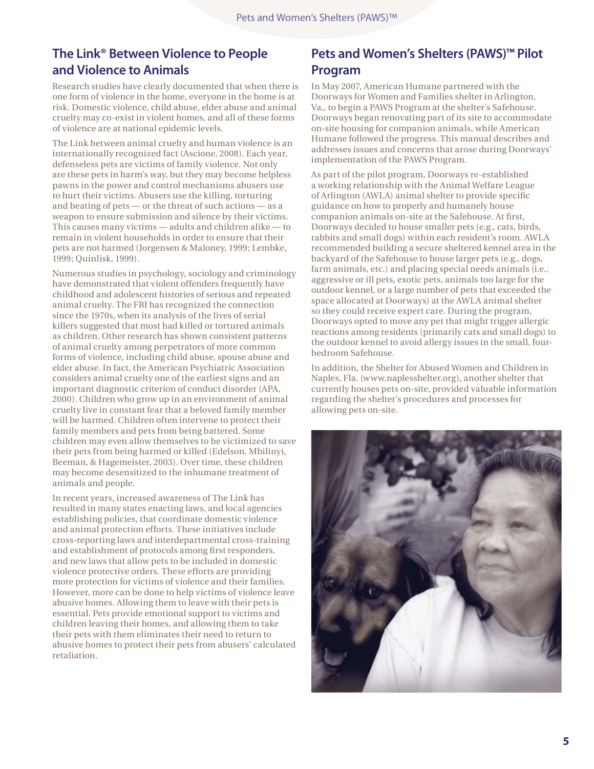## The Link® Between Violence to People and Violence to Animals

Research studies have clearly documented that when there is one form of violence in the home, everyone in the home is at risk. Domestic violence, child abuse, elder abuse and animal cruelty may co-exist in violent homes, and all of these forms of violence are at national epidemic levels.

The Link between animal cruelty and human violence is an internationally recognized fact (Ascione, 2008). Each year, defenseless pets are victims of family violence. Not only are these pets in harm's way, but they may become helpless pawns in the power and control mechanisms abusers use to hurt their victims. Abusers use the killing, torturing and beating of pets — or the threat of such actions — as a weapon to ensure submission and silence by their victims. This causes many victims — adults and children alike — to remain in violent households in order to ensure that their pets are not harmed (Jorgensen & Maloney, 1999; Lembke, 1999; Quinlisk, 1999).

Numerous studies in psychology, sociology and criminology have demonstrated that violent offenders frequently have childhood and adolescent histories of serious and repeated animal cruelty. The FBI has recognized the connection since the 1970s, when its analysis of the lives of serial killers suggested that most had killed or tortured animals as children. Other research has shown consistent patterns of animal cruelty among perpetrators of more common forms of violence, including child abuse, spouse abuse and elder abuse. In fact, the American Psychiatric Association considers animal cruelty one of the earliest signs and an important diagnostic criterion of conduct disorder (APA, 2000). Children who grow up in an environment of animal cruelty live in constant fear that a beloved family member will be harmed. Children often intervene to protect their family members and pets from being battered. Some children may even allow themselves to be victimized to save their pets from being harmed or killed (Edelson, Mbilinyi, Beeman, & Hagemeister, 2003). Over time, these children may become desensitized to the inhumane treatment of animals and people.

In recent years, increased awareness of The Link has resulted in many states enacting laws, and local agencies establishing policies, that coordinate domestic violence and animal protection efforts. These initiatives include cross-reporting laws and interdepartmental cross-training and establishment of protocols among first responders, and new laws that allow pets to be included in domestic violence protective orders. These efforts are providing more protection for victims of violence and their families. However, more can be done to help victims of violence leave abusive homes. Allowing them to leave with their pets is essential. Pets provide emotional support to victims and children leaving their homes, and allowing them to take their pets with them eliminates their need to return to abusive homes to protect their pets from abusers' calculated retaliation.

## Pets and Women's Shelters (PAWS)™ Pilot Program

In May 2007, American Humane partnered with the Doorways for Women and Families shelter in Arlington, Va., to begin a PAWS Program at the shelter's Safehouse. Doorways began renovating part of its site to accommodate on-site housing for companion animals, while American Humane followed the progress. This manual describes and addresses issues and concerns that arose during Doorways' implementation of the PAWS Program.

As part of the pilot program, Doorways re-established a working relationship with the Animal Welfare League of Arlington (AWLA) animal shelter to provide specific guidance on how to properly and humanely house companion animals on-site at the Safehouse. At first, Doorways decided to house smaller pets (e.g., cats, birds, rabbits and small dogs) within each resident's room. AWLA recommended building a secure sheltered kennel area in the backyard of the Safehouse to house larger pets (e.g., dogs, farm animals, etc.) and placing special needs animals (i.e., aggressive or ill pets, exotic pets, animals too large for the outdoor kennel, or a large number of pets that exceeded the space allocated at Doorways) at the AWLA animal shelter so they could receive expert care. During the program, Doorways opted to move any pet that might trigger allergic reactions among residents (primarily cats and small dogs) to the outdoor kennel to avoid allergy issues in the small, four-bedroom Safehouse.

In addition, the Shelter for Abused Women and Children in Naples, Fla. (www.naplesshelter.org), another shelter that currently houses pets on-site, provided valuable information regarding the shelter's procedures and processes for allowing pets on-site.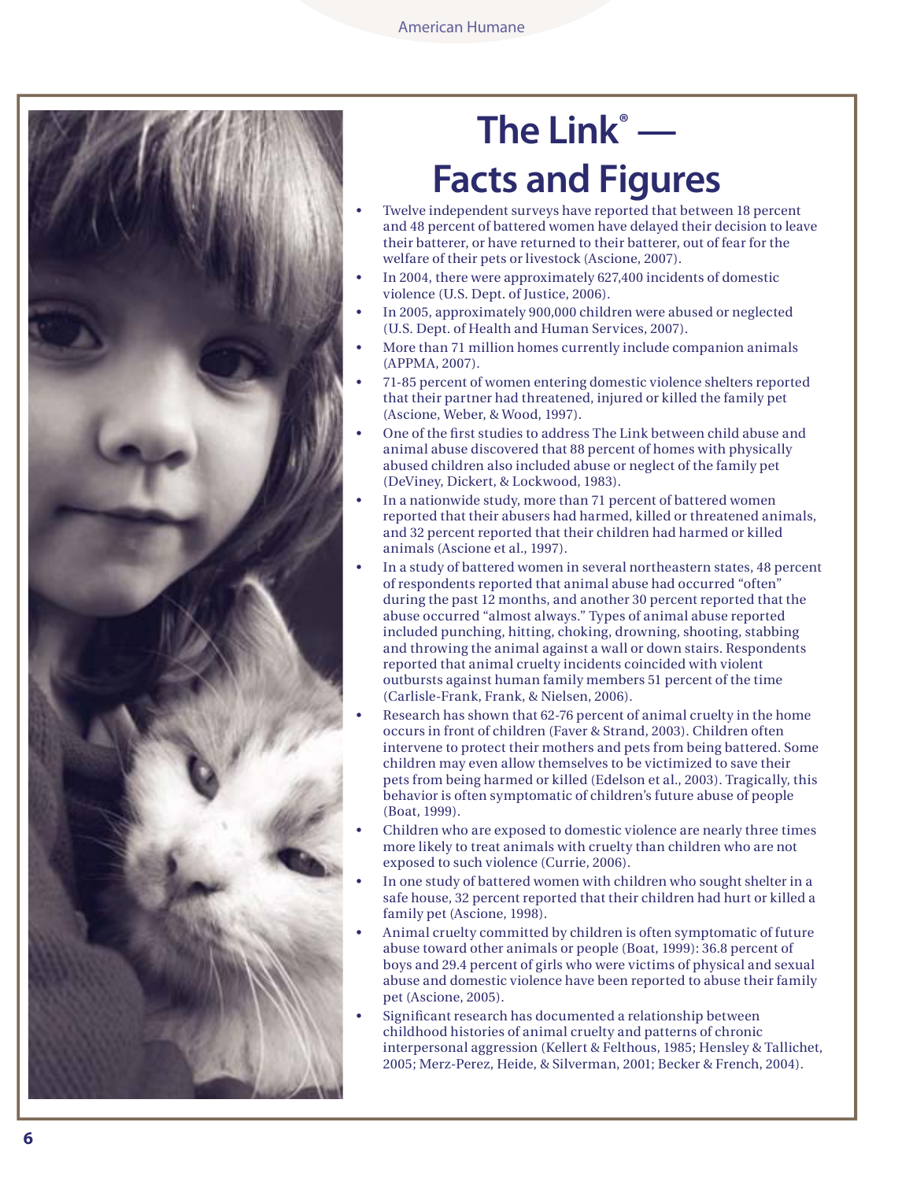# The Link® — Facts and Figures

- Twelve independent surveys have reported that between 18 percent and 48 percent of battered women have delayed their decision to leave their batterer, or have returned to their batterer, out of fear for the welfare of their pets or livestock (Ascione, 2007).
- In 2004, there were approximately 627,400 incidents of domestic violence (U.S. Dept. of Justice, 2006).
- In 2005, approximately 900,000 children were abused or neglected (U.S. Dept. of Health and Human Services, 2007).
- More than 71 million homes currently include companion animals (APPMA, 2007).
- 71-85 percent of women entering domestic violence shelters reported that their partner had threatened, injured or killed the family pet (Ascione, Weber, & Wood, 1997).
- One of the first studies to address The Link between child abuse and animal abuse discovered that 88 percent of homes with physically abused children also included abuse or neglect of the family pet (DeViney, Dickert, & Lockwood, 1983).
- In a nationwide study, more than 71 percent of battered women reported that their abusers had harmed, killed or threatened animals, and 32 percent reported that their children had harmed or killed animals (Ascione et al., 1997).
- In a study of battered women in several northeastern states, 48 percent of respondents reported that animal abuse had occurred "often" during the past 12 months, and another 30 percent reported that the abuse occurred "almost always." Types of animal abuse reported included punching, hitting, choking, drowning, shooting, stabbing and throwing the animal against a wall or down stairs. Respondents reported that animal cruelty incidents coincided with violent outbursts against human family members 51 percent of the time (Carlisle-Frank, Frank, & Nielsen, 2006).
- Research has shown that 62-76 percent of animal cruelty in the home occurs in front of children (Faver & Strand, 2003). Children often intervene to protect their mothers and pets from being battered. Some children may even allow themselves to be victimized to save their pets from being harmed or killed (Edelson et al., 2003). Tragically, this behavior is often symptomatic of children's future abuse of people (Boat, 1999).
- Children who are exposed to domestic violence are nearly three times more likely to treat animals with cruelty than children who are not exposed to such violence (Currie, 2006).
- In one study of battered women with children who sought shelter in a safe house, 32 percent reported that their children had hurt or killed a family pet (Ascione, 1998).
- Animal cruelty committed by children is often symptomatic of future abuse toward other animals or people (Boat, 1999): 36.8 percent of boys and 29.4 percent of girls who were victims of physical and sexual abuse and domestic violence have been reported to abuse their family pet (Ascione, 2005).
- Significant research has documented a relationship between childhood histories of animal cruelty and patterns of chronic interpersonal aggression (Kellert & Felthous, 1985; Hensley & Tallichet, 2005; Merz-Perez, Heide, & Silverman, 2001; Becker & French, 2004).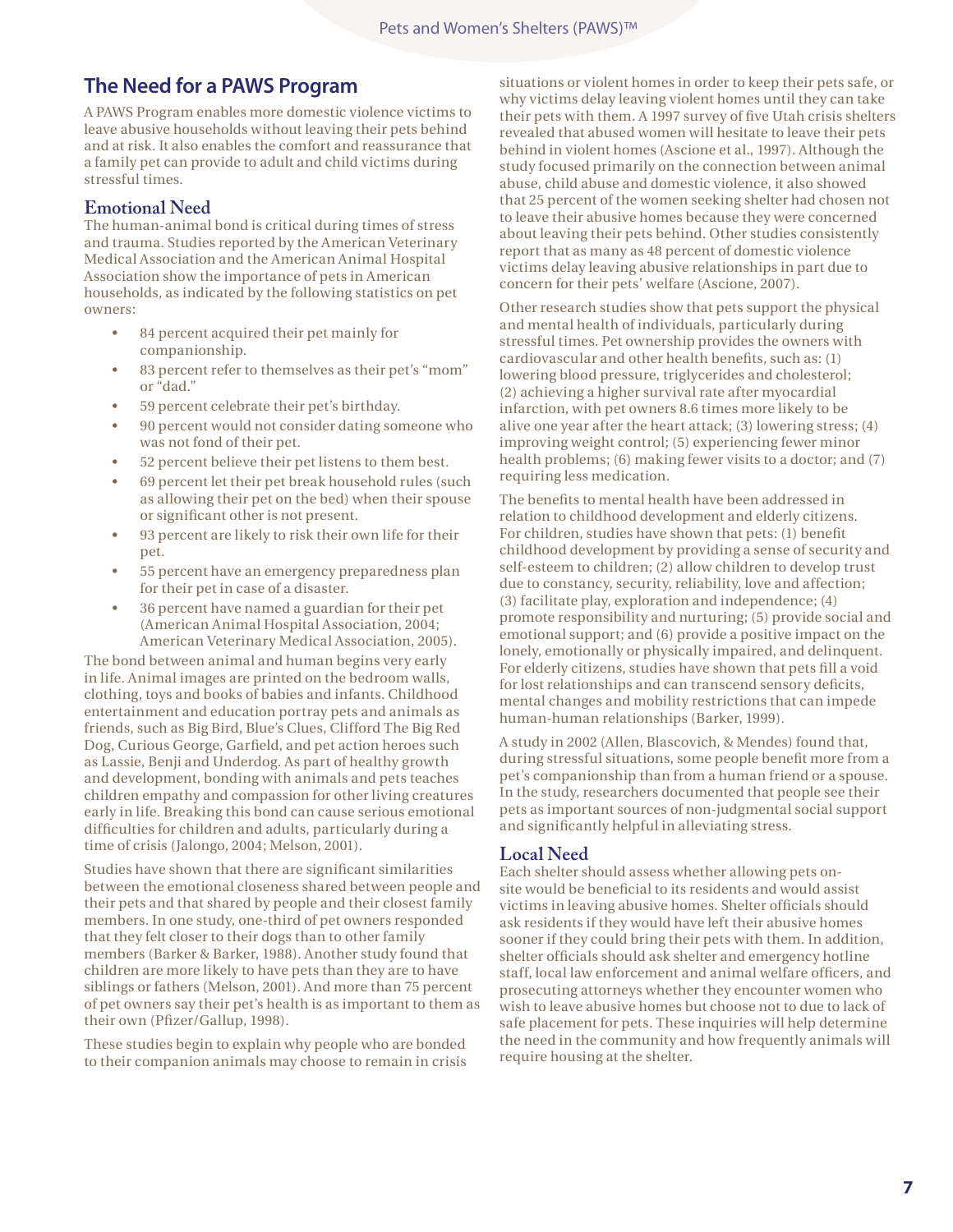## The Need for a PAWS Program

A PAWS Program enables more domestic violence victims to leave abusive households without leaving their pets behind and at risk. It also enables the comfort and reassurance that a family pet can provide to adult and child victims during stressful times.

### Emotional Need

The human-animal bond is critical during times of stress and trauma. Studies reported by the American Veterinary Medical Association and the American Animal Hospital Association show the importance of pets in American households, as indicated by the following statistics on pet owners:

- 84 percent acquired their pet mainly for companionship.
- 83 percent refer to themselves as their pet's "mom" or "dad."
- 59 percent celebrate their pet's birthday.
- 90 percent would not consider dating someone who was not fond of their pet.
- 52 percent believe their pet listens to them best.
- 69 percent let their pet break household rules (such as allowing their pet on the bed) when their spouse or significant other is not present.
- 93 percent are likely to risk their own life for their pet.
- 55 percent have an emergency preparedness plan for their pet in case of a disaster.
- 36 percent have named a guardian for their pet (American Animal Hospital Association, 2004; American Veterinary Medical Association, 2005).

The bond between animal and human begins very early in life. Animal images are printed on the bedroom walls, clothing, toys and books of babies and infants. Childhood entertainment and education portray pets and animals as friends, such as Big Bird, Blue's Clues, Clifford The Big Red Dog, Curious George, Garfield, and pet action heroes such as Lassie, Benji and Underdog. As part of healthy growth and development, bonding with animals and pets teaches children empathy and compassion for other living creatures early in life. Breaking this bond can cause serious emotional difficulties for children and adults, particularly during a time of crisis (Jalongo, 2004; Melson, 2001).

Studies have shown that there are significant similarities between the emotional closeness shared between people and their pets and that shared by people and their closest family members. In one study, one-third of pet owners responded that they felt closer to their dogs than to other family members (Barker & Barker, 1988). Another study found that children are more likely to have pets than they are to have siblings or fathers (Melson, 2001). And more than 75 percent of pet owners say their pet's health is as important to them as their own (Pfizer/Gallup, 1998).

These studies begin to explain why people who are bonded to their companion animals may choose to remain in crisis situations or violent homes in order to keep their pets safe, or why victims delay leaving violent homes until they can take their pets with them. A 1997 survey of five Utah crisis shelters revealed that abused women will hesitate to leave their pets behind in violent homes (Ascione et al., 1997). Although the study focused primarily on the connection between animal abuse, child abuse and domestic violence, it also showed that 25 percent of the women seeking shelter had chosen not to leave their abusive homes because they were concerned about leaving their pets behind. Other studies consistently report that as many as 48 percent of domestic violence victims delay leaving abusive relationships in part due to concern for their pets' welfare (Ascione, 2007).

Other research studies show that pets support the physical and mental health of individuals, particularly during stressful times. Pet ownership provides the owners with cardiovascular and other health benefits, such as: (1) lowering blood pressure, triglycerides and cholesterol; (2) achieving a higher survival rate after myocardial infarction, with pet owners 8.6 times more likely to be alive one year after the heart attack; (3) lowering stress; (4) improving weight control; (5) experiencing fewer minor health problems; (6) making fewer visits to a doctor; and (7) requiring less medication.

The benefits to mental health have been addressed in relation to childhood development and elderly citizens. For children, studies have shown that pets: (1) benefit childhood development by providing a sense of security and self-esteem to children; (2) allow children to develop trust due to constancy, security, reliability, love and affection; (3) facilitate play, exploration and independence; (4) promote responsibility and nurturing; (5) provide social and emotional support; and (6) provide a positive impact on the lonely, emotionally or physically impaired, and delinquent. For elderly citizens, studies have shown that pets fill a void for lost relationships and can transcend sensory deficits, mental changes and mobility restrictions that can impede human-human relationships (Barker, 1999).

A study in 2002 (Allen, Blascovich, & Mendes) found that, during stressful situations, some people benefit more from a pet's companionship than from a human friend or a spouse. In the study, researchers documented that people see their pets as important sources of non-judgmental social support and significantly helpful in alleviating stress.

### Local Need

Each shelter should assess whether allowing pets on-site would be beneficial to its residents and would assist victims in leaving abusive homes. Shelter officials should ask residents if they would have left their abusive homes sooner if they could bring their pets with them. In addition, shelter officials should ask shelter and emergency hotline staff, local law enforcement and animal welfare officers, and prosecuting attorneys whether they encounter women who wish to leave abusive homes but choose not to due to lack of safe placement for pets. These inquiries will help determine the need in the community and how frequently animals will require housing at the shelter.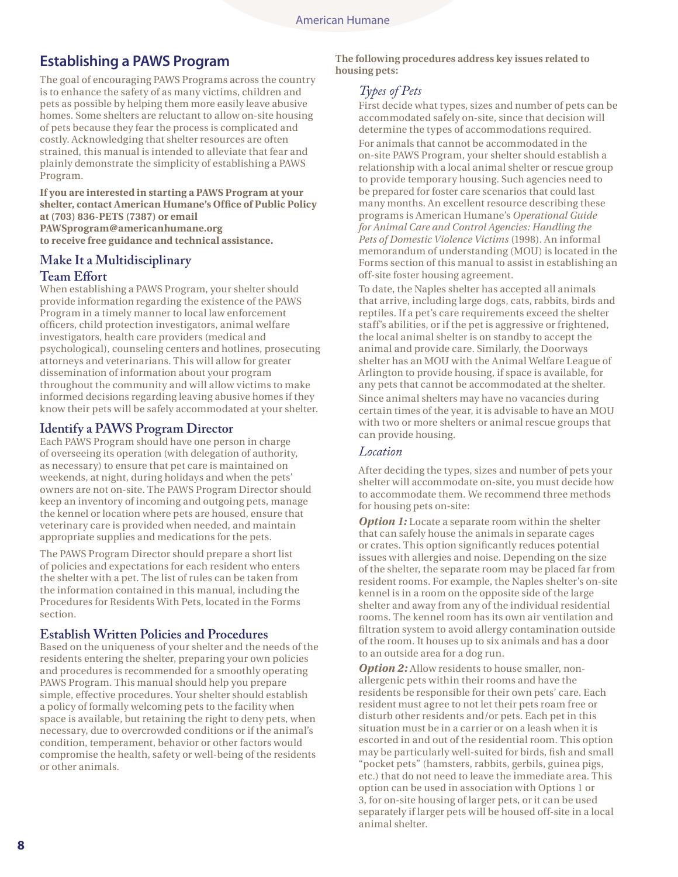## Establishing a PAWS Program

The goal of encouraging PAWS Programs across the country is to enhance the safety of as many victims, children and pets as possible by helping them more easily leave abusive homes. Some shelters are reluctant to allow on-site housing of pets because they fear the process is complicated and costly. Acknowledging that shelter resources are often strained, this manual is intended to alleviate that fear and plainly demonstrate the simplicity of establishing a PAWS Program.

**If you are interested in starting a PAWS Program at your shelter, contact American Humane's Office of Public Policy at (703) 836-PETS (7387) or email PAWSprogram@americanhumane.org to receive free guidance and technical assistance.**

### Make It a Multidisciplinary Team Effort

When establishing a PAWS Program, your shelter should provide information regarding the existence of the PAWS Program in a timely manner to local law enforcement officers, child protection investigators, animal welfare investigators, health care providers (medical and psychological), counseling centers and hotlines, prosecuting attorneys and veterinarians. This will allow for greater dissemination of information about your program throughout the community and will allow victims to make informed decisions regarding leaving abusive homes if they know their pets will be safely accommodated at your shelter.

### Identify a PAWS Program Director

Each PAWS Program should have one person in charge of overseeing its operation (with delegation of authority, as necessary) to ensure that pet care is maintained on weekends, at night, during holidays and when the pets' owners are not on-site. The PAWS Program Director should keep an inventory of incoming and outgoing pets, manage the kennel or location where pets are housed, ensure that veterinary care is provided when needed, and maintain appropriate supplies and medications for the pets.

The PAWS Program Director should prepare a short list of policies and expectations for each resident who enters the shelter with a pet. The list of rules can be taken from the information contained in this manual, including the Procedures for Residents With Pets, located in the Forms section.

### Establish Written Policies and Procedures

Based on the uniqueness of your shelter and the needs of the residents entering the shelter, preparing your own policies and procedures is recommended for a smoothly operating PAWS Program. This manual should help you prepare simple, effective procedures. Your shelter should establish a policy of formally welcoming pets to the facility when space is available, but retaining the right to deny pets, when necessary, due to overcrowded conditions or if the animal's condition, temperament, behavior or other factors would compromise the health, safety or well-being of the residents or other animals.

**The following procedures address key issues related to housing pets:**

#### *Types of Pets*

First decide what types, sizes and number of pets can be accommodated safely on-site, since that decision will determine the types of accommodations required.

For animals that cannot be accommodated in the on-site PAWS Program, your shelter should establish a relationship with a local animal shelter or rescue group to provide temporary housing. Such agencies need to be prepared for foster care scenarios that could last many months. An excellent resource describing these programs is American Humane's *Operational Guide for Animal Care and Control Agencies: Handling the Pets of Domestic Violence Victims* (1998). An informal memorandum of understanding (MOU) is located in the Forms section of this manual to assist in establishing an off-site foster housing agreement.

To date, the Naples shelter has accepted all animals that arrive, including large dogs, cats, rabbits, birds and reptiles. If a pet's care requirements exceed the shelter staff's abilities, or if the pet is aggressive or frightened, the local animal shelter is on standby to accept the animal and provide care. Similarly, the Doorways shelter has an MOU with the Animal Welfare League of Arlington to provide housing, if space is available, for any pets that cannot be accommodated at the shelter.

Since animal shelters may have no vacancies during certain times of the year, it is advisable to have an MOU with two or more shelters or animal rescue groups that can provide housing.

#### *Location*

After deciding the types, sizes and number of pets your shelter will accommodate on-site, you must decide how to accommodate them. We recommend three methods for housing pets on-site:

***Option 1:*** Locate a separate room within the shelter that can safely house the animals in separate cages or crates. This option significantly reduces potential issues with allergies and noise. Depending on the size of the shelter, the separate room may be placed far from resident rooms. For example, the Naples shelter's on-site kennel is in a room on the opposite side of the large shelter and away from any of the individual residential rooms. The kennel room has its own air ventilation and filtration system to avoid allergy contamination outside of the room. It houses up to six animals and has a door to an outside area for a dog run.

***Option 2:*** Allow residents to house smaller, non-allergenic pets within their rooms and have the residents be responsible for their own pets' care. Each resident must agree to not let their pets roam free or disturb other residents and/or pets. Each pet in this situation must be in a carrier or on a leash when it is escorted in and out of the residential room. This option may be particularly well-suited for birds, fish and small "pocket pets" (hamsters, rabbits, gerbils, guinea pigs, etc.) that do not need to leave the immediate area. This option can be used in association with Options 1 or 3, for on-site housing of larger pets, or it can be used separately if larger pets will be housed off-site in a local animal shelter.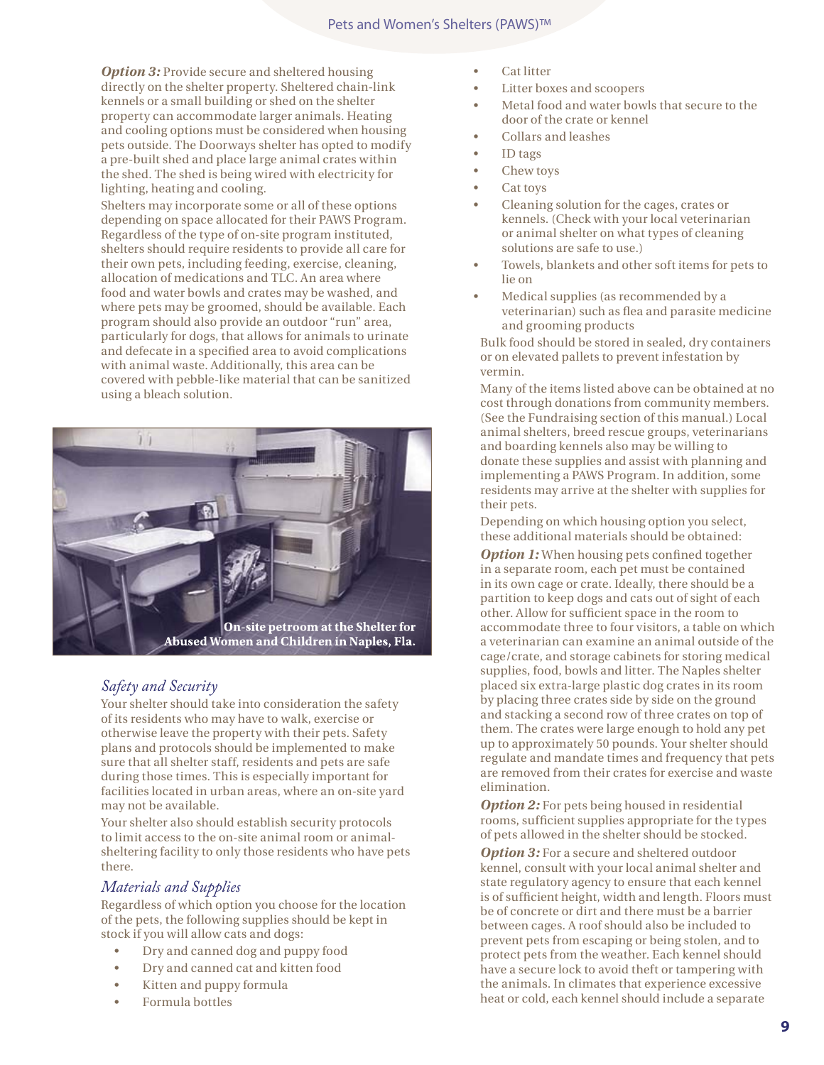***Option 3:*** Provide secure and sheltered housing directly on the shelter property. Sheltered chain-link kennels or a small building or shed on the shelter property can accommodate larger animals. Heating and cooling options must be considered when housing pets outside. The Doorways shelter has opted to modify a pre-built shed and place large animal crates within the shed. The shed is being wired with electricity for lighting, heating and cooling.

Shelters may incorporate some or all of these options depending on space allocated for their PAWS Program. Regardless of the type of on-site program instituted, shelters should require residents to provide all care for their own pets, including feeding, exercise, cleaning, allocation of medications and TLC. An area where food and water bowls and crates may be washed, and where pets may be groomed, should be available. Each program should also provide an outdoor "run" area, particularly for dogs, that allows for animals to urinate and defecate in a specified area to avoid complications with animal waste. Additionally, this area can be covered with pebble-like material that can be sanitized using a bleach solution.

On-site petroom at the Shelter for Abused Women and Children in Naples, Fla.

## *Safety and Security*

Your shelter should take into consideration the safety of its residents who may have to walk, exercise or otherwise leave the property with their pets. Safety plans and protocols should be implemented to make sure that all shelter staff, residents and pets are safe during those times. This is especially important for facilities located in urban areas, where an on-site yard may not be available.

Your shelter also should establish security protocols to limit access to the on-site animal room or animal-sheltering facility to only those residents who have pets there.

## *Materials and Supplies*

Regardless of which option you choose for the location of the pets, the following supplies should be kept in stock if you will allow cats and dogs:

- Dry and canned dog and puppy food
- Dry and canned cat and kitten food
- Kitten and puppy formula
- Formula bottles
- Cat litter
- Litter boxes and scoopers
- Metal food and water bowls that secure to the door of the crate or kennel
- Collars and leashes
- ID tags
- Chew toys
- Cat toys
- Cleaning solution for the cages, crates or kennels. (Check with your local veterinarian or animal shelter on what types of cleaning solutions are safe to use.)
- Towels, blankets and other soft items for pets to lie on
- Medical supplies (as recommended by a veterinarian) such as flea and parasite medicine and grooming products

Bulk food should be stored in sealed, dry containers or on elevated pallets to prevent infestation by vermin.

Many of the items listed above can be obtained at no cost through donations from community members. (See the Fundraising section of this manual.) Local animal shelters, breed rescue groups, veterinarians and boarding kennels also may be willing to donate these supplies and assist with planning and implementing a PAWS Program. In addition, some residents may arrive at the shelter with supplies for their pets.

Depending on which housing option you select, these additional materials should be obtained:

***Option 1:*** When housing pets confined together in a separate room, each pet must be contained in its own cage or crate. Ideally, there should be a partition to keep dogs and cats out of sight of each other. Allow for sufficient space in the room to accommodate three to four visitors, a table on which a veterinarian can examine an animal outside of the cage/crate, and storage cabinets for storing medical supplies, food, bowls and litter. The Naples shelter placed six extra-large plastic dog crates in its room by placing three crates side by side on the ground and stacking a second row of three crates on top of them. The crates were large enough to hold any pet up to approximately 50 pounds. Your shelter should regulate and mandate times and frequency that pets are removed from their crates for exercise and waste elimination.

***Option 2:*** For pets being housed in residential rooms, sufficient supplies appropriate for the types of pets allowed in the shelter should be stocked.

***Option 3:*** For a secure and sheltered outdoor kennel, consult with your local animal shelter and state regulatory agency to ensure that each kennel is of sufficient height, width and length. Floors must be of concrete or dirt and there must be a barrier between cages. A roof should also be included to prevent pets from escaping or being stolen, and to protect pets from the weather. Each kennel should have a secure lock to avoid theft or tampering with the animals. In climates that experience excessive heat or cold, each kennel should include a separate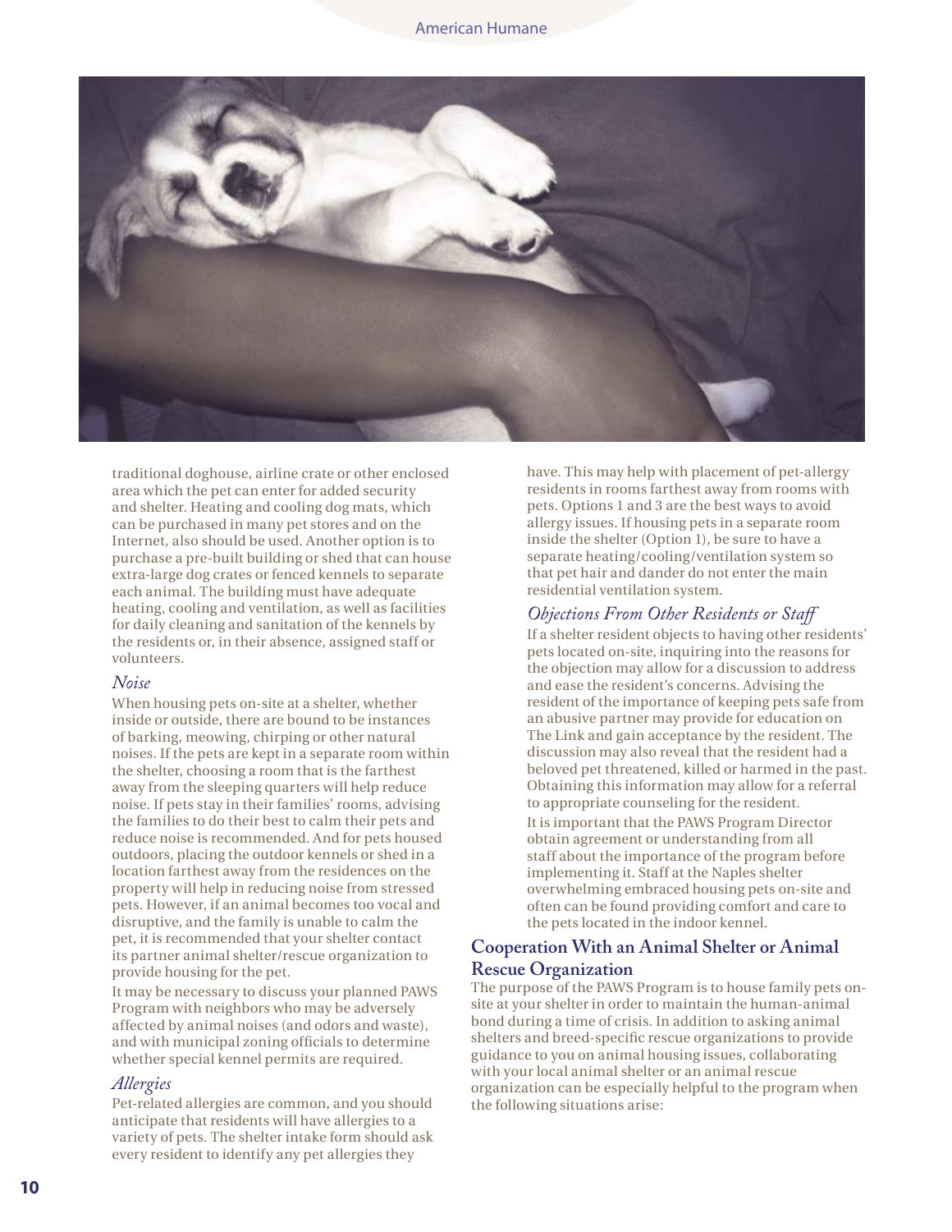traditional doghouse, airline crate or other enclosed area which the pet can enter for added security and shelter. Heating and cooling dog mats, which can be purchased in many pet stores and on the Internet, also should be used. Another option is to purchase a pre-built building or shed that can house extra-large dog crates or fenced kennels to separate each animal. The building must have adequate heating, cooling and ventilation, as well as facilities for daily cleaning and sanitation of the kennels by the residents or, in their absence, assigned staff or volunteers.

### *Noise*

When housing pets on-site at a shelter, whether inside or outside, there are bound to be instances of barking, meowing, chirping or other natural noises. If the pets are kept in a separate room within the shelter, choosing a room that is the farthest away from the sleeping quarters will help reduce noise. If pets stay in their families' rooms, advising the families to do their best to calm their pets and reduce noise is recommended. And for pets housed outdoors, placing the outdoor kennels or shed in a location farthest away from the residences on the property will help in reducing noise from stressed pets. However, if an animal becomes too vocal and disruptive, and the family is unable to calm the pet, it is recommended that your shelter contact its partner animal shelter/rescue organization to provide housing for the pet.

It may be necessary to discuss your planned PAWS Program with neighbors who may be adversely affected by animal noises (and odors and waste), and with municipal zoning officials to determine whether special kennel permits are required.

### *Allergies*

Pet-related allergies are common, and you should anticipate that residents will have allergies to a variety of pets. The shelter intake form should ask every resident to identify any pet allergies they have. This may help with placement of pet-allergy residents in rooms farthest away from rooms with pets. Options 1 and 3 are the best ways to avoid allergy issues. If housing pets in a separate room inside the shelter (Option 1), be sure to have a separate heating/cooling/ventilation system so that pet hair and dander do not enter the main residential ventilation system.

### *Objections From Other Residents or Staff*

If a shelter resident objects to having other residents' pets located on-site, inquiring into the reasons for the objection may allow for a discussion to address and ease the resident's concerns. Advising the resident of the importance of keeping pets safe from an abusive partner may provide for education on The Link and gain acceptance by the resident. The discussion may also reveal that the resident had a beloved pet threatened, killed or harmed in the past. Obtaining this information may allow for a referral to appropriate counseling for the resident.

It is important that the PAWS Program Director obtain agreement or understanding from all staff about the importance of the program before implementing it. Staff at the Naples shelter overwhelming embraced housing pets on-site and often can be found providing comfort and care to the pets located in the indoor kennel.

## Cooperation With an Animal Shelter or Animal Rescue Organization

The purpose of the PAWS Program is to house family pets on-site at your shelter in order to maintain the human-animal bond during a time of crisis. In addition to asking animal shelters and breed-specific rescue organizations to provide guidance to you on animal housing issues, collaborating with your local animal shelter or an animal rescue organization can be especially helpful to the program when the following situations arise: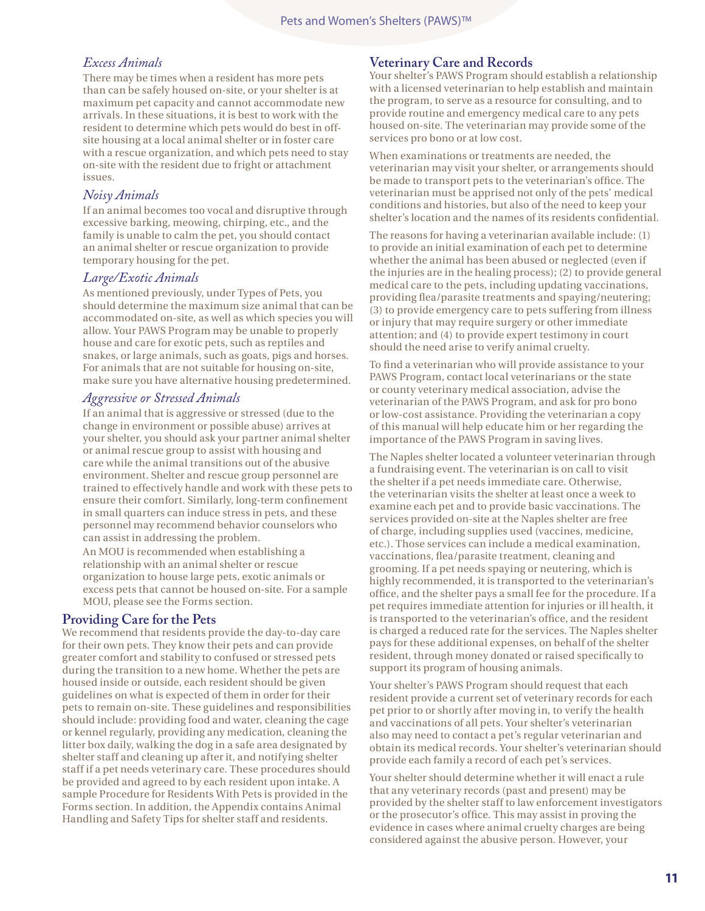### *Excess Animals*

There may be times when a resident has more pets than can be safely housed on-site, or your shelter is at maximum pet capacity and cannot accommodate new arrivals. In these situations, it is best to work with the resident to determine which pets would do best in off-site housing at a local animal shelter or in foster care with a rescue organization, and which pets need to stay on-site with the resident due to fright or attachment issues.

### *Noisy Animals*

If an animal becomes too vocal and disruptive through excessive barking, meowing, chirping, etc., and the family is unable to calm the pet, you should contact an animal shelter or rescue organization to provide temporary housing for the pet.

### *Large/Exotic Animals*

As mentioned previously, under Types of Pets, you should determine the maximum size animal that can be accommodated on-site, as well as which species you will allow. Your PAWS Program may be unable to properly house and care for exotic pets, such as reptiles and snakes, or large animals, such as goats, pigs and horses. For animals that are not suitable for housing on-site, make sure you have alternative housing predetermined.

### *Aggressive or Stressed Animals*

If an animal that is aggressive or stressed (due to the change in environment or possible abuse) arrives at your shelter, you should ask your partner animal shelter or animal rescue group to assist with housing and care while the animal transitions out of the abusive environment. Shelter and rescue group personnel are trained to effectively handle and work with these pets to ensure their comfort. Similarly, long-term confinement in small quarters can induce stress in pets, and these personnel may recommend behavior counselors who can assist in addressing the problem.

An MOU is recommended when establishing a relationship with an animal shelter or rescue organization to house large pets, exotic animals or excess pets that cannot be housed on-site. For a sample MOU, please see the Forms section.

## Providing Care for the Pets

We recommend that residents provide the day-to-day care for their own pets. They know their pets and can provide greater comfort and stability to confused or stressed pets during the transition to a new home. Whether the pets are housed inside or outside, each resident should be given guidelines on what is expected of them in order for their pets to remain on-site. These guidelines and responsibilities should include: providing food and water, cleaning the cage or kennel regularly, providing any medication, cleaning the litter box daily, walking the dog in a safe area designated by shelter staff and cleaning up after it, and notifying shelter staff if a pet needs veterinary care. These procedures should be provided and agreed to by each resident upon intake. A sample Procedure for Residents With Pets is provided in the Forms section. In addition, the Appendix contains Animal Handling and Safety Tips for shelter staff and residents.

## Veterinary Care and Records

Your shelter's PAWS Program should establish a relationship with a licensed veterinarian to help establish and maintain the program, to serve as a resource for consulting, and to provide routine and emergency medical care to any pets housed on-site. The veterinarian may provide some of the services pro bono or at low cost.

When examinations or treatments are needed, the veterinarian may visit your shelter, or arrangements should be made to transport pets to the veterinarian's office. The veterinarian must be apprised not only of the pets' medical conditions and histories, but also of the need to keep your shelter's location and the names of its residents confidential.

The reasons for having a veterinarian available include: (1) to provide an initial examination of each pet to determine whether the animal has been abused or neglected (even if the injuries are in the healing process); (2) to provide general medical care to the pets, including updating vaccinations, providing flea/parasite treatments and spaying/neutering; (3) to provide emergency care to pets suffering from illness or injury that may require surgery or other immediate attention; and (4) to provide expert testimony in court should the need arise to verify animal cruelty.

To find a veterinarian who will provide assistance to your PAWS Program, contact local veterinarians or the state or county veterinary medical association, advise the veterinarian of the PAWS Program, and ask for pro bono or low-cost assistance. Providing the veterinarian a copy of this manual will help educate him or her regarding the importance of the PAWS Program in saving lives.

The Naples shelter located a volunteer veterinarian through a fundraising event. The veterinarian is on call to visit the shelter if a pet needs immediate care. Otherwise, the veterinarian visits the shelter at least once a week to examine each pet and to provide basic vaccinations. The services provided on-site at the Naples shelter are free of charge, including supplies used (vaccines, medicine, etc.). Those services can include a medical examination, vaccinations, flea/parasite treatment, cleaning and grooming. If a pet needs spaying or neutering, which is highly recommended, it is transported to the veterinarian's office, and the shelter pays a small fee for the procedure. If a pet requires immediate attention for injuries or ill health, it is transported to the veterinarian's office, and the resident is charged a reduced rate for the services. The Naples shelter pays for these additional expenses, on behalf of the shelter resident, through money donated or raised specifically to support its program of housing animals.

Your shelter's PAWS Program should request that each resident provide a current set of veterinary records for each pet prior to or shortly after moving in, to verify the health and vaccinations of all pets. Your shelter's veterinarian also may need to contact a pet's regular veterinarian and obtain its medical records. Your shelter's veterinarian should provide each family a record of each pet's services.

Your shelter should determine whether it will enact a rule that any veterinary records (past and present) may be provided by the shelter staff to law enforcement investigators or the prosecutor's office. This may assist in proving the evidence in cases where animal cruelty charges are being considered against the abusive person. However, your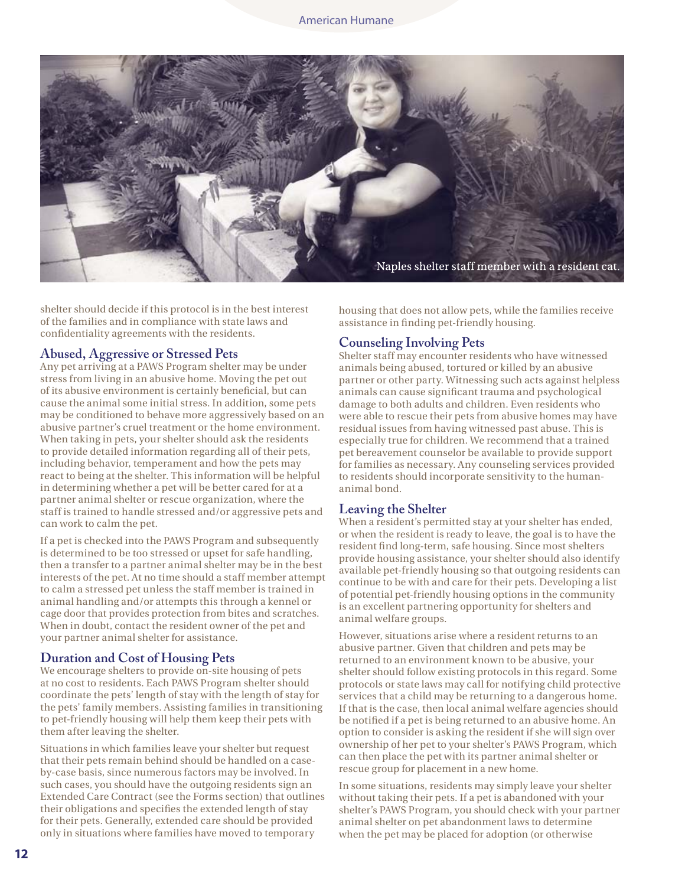Naples shelter staff member with a resident cat.

shelter should decide if this protocol is in the best interest of the families and in compliance with state laws and confidentiality agreements with the residents.

## Abused, Aggressive or Stressed Pets

Any pet arriving at a PAWS Program shelter may be under stress from living in an abusive home. Moving the pet out of its abusive environment is certainly beneficial, but can cause the animal some initial stress. In addition, some pets may be conditioned to behave more aggressively based on an abusive partner's cruel treatment or the home environment. When taking in pets, your shelter should ask the residents to provide detailed information regarding all of their pets, including behavior, temperament and how the pets may react to being at the shelter. This information will be helpful in determining whether a pet will be better cared for at a partner animal shelter or rescue organization, where the staff is trained to handle stressed and/or aggressive pets and can work to calm the pet.

If a pet is checked into the PAWS Program and subsequently is determined to be too stressed or upset for safe handling, then a transfer to a partner animal shelter may be in the best interests of the pet. At no time should a staff member attempt to calm a stressed pet unless the staff member is trained in animal handling and/or attempts this through a kennel or cage door that provides protection from bites and scratches. When in doubt, contact the resident owner of the pet and your partner animal shelter for assistance.

## Duration and Cost of Housing Pets

We encourage shelters to provide on-site housing of pets at no cost to residents. Each PAWS Program shelter should coordinate the pets' length of stay with the length of stay for the pets' family members. Assisting families in transitioning to pet-friendly housing will help them keep their pets with them after leaving the shelter.

Situations in which families leave your shelter but request that their pets remain behind should be handled on a case-by-case basis, since numerous factors may be involved. In such cases, you should have the outgoing residents sign an Extended Care Contract (see the Forms section) that outlines their obligations and specifies the extended length of stay for their pets. Generally, extended care should be provided only in situations where families have moved to temporary housing that does not allow pets, while the families receive assistance in finding pet-friendly housing.

## Counseling Involving Pets

Shelter staff may encounter residents who have witnessed animals being abused, tortured or killed by an abusive partner or other party. Witnessing such acts against helpless animals can cause significant trauma and psychological damage to both adults and children. Even residents who were able to rescue their pets from abusive homes may have residual issues from having witnessed past abuse. This is especially true for children. We recommend that a trained pet bereavement counselor be available to provide support for families as necessary. Any counseling services provided to residents should incorporate sensitivity to the human-animal bond.

## Leaving the Shelter

When a resident's permitted stay at your shelter has ended, or when the resident is ready to leave, the goal is to have the resident find long-term, safe housing. Since most shelters provide housing assistance, your shelter should also identify available pet-friendly housing so that outgoing residents can continue to be with and care for their pets. Developing a list of potential pet-friendly housing options in the community is an excellent partnering opportunity for shelters and animal welfare groups.

However, situations arise where a resident returns to an abusive partner. Given that children and pets may be returned to an environment known to be abusive, your shelter should follow existing protocols in this regard. Some protocols or state laws may call for notifying child protective services that a child may be returning to a dangerous home. If that is the case, then local animal welfare agencies should be notified if a pet is being returned to an abusive home. An option to consider is asking the resident if she will sign over ownership of her pet to your shelter's PAWS Program, which can then place the pet with its partner animal shelter or rescue group for placement in a new home.

In some situations, residents may simply leave your shelter without taking their pets. If a pet is abandoned with your shelter's PAWS Program, you should check with your partner animal shelter on pet abandonment laws to determine when the pet may be placed for adoption (or otherwise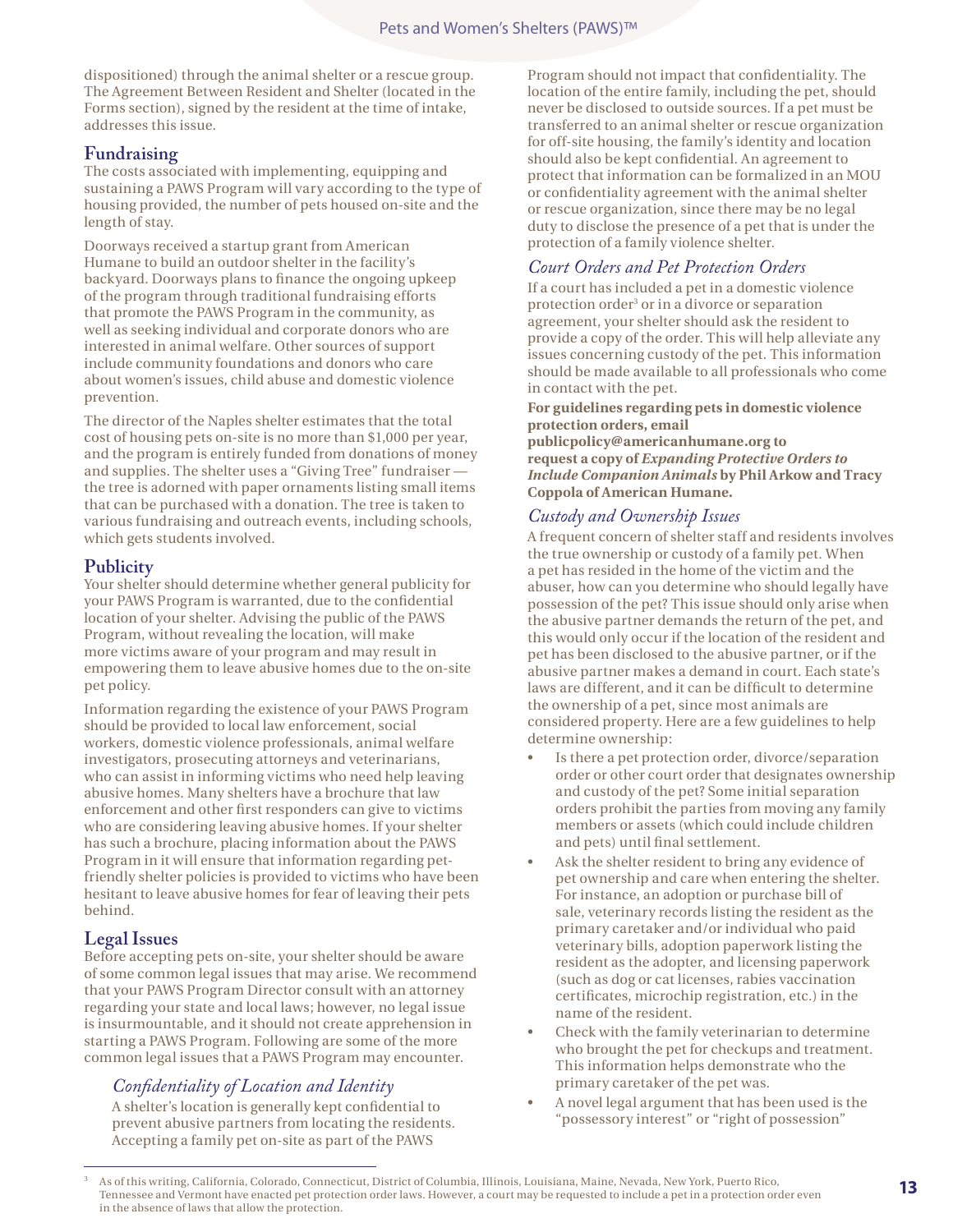dispositioned) through the animal shelter or a rescue group. The Agreement Between Resident and Shelter (located in the Forms section), signed by the resident at the time of intake, addresses this issue.

## Fundraising

The costs associated with implementing, equipping and sustaining a PAWS Program will vary according to the type of housing provided, the number of pets housed on-site and the length of stay.

Doorways received a startup grant from American Humane to build an outdoor shelter in the facility's backyard. Doorways plans to finance the ongoing upkeep of the program through traditional fundraising efforts that promote the PAWS Program in the community, as well as seeking individual and corporate donors who are interested in animal welfare. Other sources of support include community foundations and donors who care about women's issues, child abuse and domestic violence prevention.

The director of the Naples shelter estimates that the total cost of housing pets on-site is no more than $1,000 per year, and the program is entirely funded from donations of money and supplies. The shelter uses a "Giving Tree" fundraiser — the tree is adorned with paper ornaments listing small items that can be purchased with a donation. The tree is taken to various fundraising and outreach events, including schools, which gets students involved.

## Publicity

Your shelter should determine whether general publicity for your PAWS Program is warranted, due to the confidential location of your shelter. Advising the public of the PAWS Program, without revealing the location, will make more victims aware of your program and may result in empowering them to leave abusive homes due to the on-site pet policy.

Information regarding the existence of your PAWS Program should be provided to local law enforcement, social workers, domestic violence professionals, animal welfare investigators, prosecuting attorneys and veterinarians, who can assist in informing victims who need help leaving abusive homes. Many shelters have a brochure that law enforcement and other first responders can give to victims who are considering leaving abusive homes. If your shelter has such a brochure, placing information about the PAWS Program in it will ensure that information regarding pet-friendly shelter policies is provided to victims who have been hesitant to leave abusive homes for fear of leaving their pets behind.

## Legal Issues

Before accepting pets on-site, your shelter should be aware of some common legal issues that may arise. We recommend that your PAWS Program Director consult with an attorney regarding your state and local laws; however, no legal issue is insurmountable, and it should not create apprehension in starting a PAWS Program. Following are some of the more common legal issues that a PAWS Program may encounter.

### *Confidentiality of Location and Identity*

A shelter's location is generally kept confidential to prevent abusive partners from locating the residents. Accepting a family pet on-site as part of the PAWS Program should not impact that confidentiality. The location of the entire family, including the pet, should never be disclosed to outside sources. If a pet must be transferred to an animal shelter or rescue organization for off-site housing, the family's identity and location should also be kept confidential. An agreement to protect that information can be formalized in an MOU or confidentiality agreement with the animal shelter or rescue organization, since there may be no legal duty to disclose the presence of a pet that is under the protection of a family violence shelter.

### *Court Orders and Pet Protection Orders*

If a court has included a pet in a domestic violence protection order[3] or in a divorce or separation agreement, your shelter should ask the resident to provide a copy of the order. This will help alleviate any issues concerning custody of the pet. This information should be made available to all professionals who come in contact with the pet.

**For guidelines regarding pets in domestic violence protection orders, email publicpolicy@americanhumane.org to request a copy of *Expanding Protective Orders to Include Companion Animals* by Phil Arkow and Tracy Coppola of American Humane.**

### *Custody and Ownership Issues*

A frequent concern of shelter staff and residents involves the true ownership or custody of a family pet. When a pet has resided in the home of the victim and the abuser, how can you determine who should legally have possession of the pet? This issue should only arise when the abusive partner demands the return of the pet, and this would only occur if the location of the resident and pet has been disclosed to the abusive partner, or if the abusive partner makes a demand in court. Each state's laws are different, and it can be difficult to determine the ownership of a pet, since most animals are considered property. Here are a few guidelines to help determine ownership:

- Is there a pet protection order, divorce/separation order or other court order that designates ownership and custody of the pet? Some initial separation orders prohibit the parties from moving any family members or assets (which could include children and pets) until final settlement.
- Ask the shelter resident to bring any evidence of pet ownership and care when entering the shelter. For instance, an adoption or purchase bill of sale, veterinary records listing the resident as the primary caretaker and/or individual who paid veterinary bills, adoption paperwork listing the resident as the adopter, and licensing paperwork (such as dog or cat licenses, rabies vaccination certificates, microchip registration, etc.) in the name of the resident.
- Check with the family veterinarian to determine who brought the pet for checkups and treatment. This information helps demonstrate who the primary caretaker of the pet was.
- A novel legal argument that has been used is the "possessory interest" or "right of possession"

---

[3] As of this writing, California, Colorado, Connecticut, District of Columbia, Illinois, Louisiana, Maine, Nevada, New York, Puerto Rico, Tennessee and Vermont have enacted pet protection order laws. However, a court may be requested to include a pet in a protection order even in the absence of laws that allow the protection.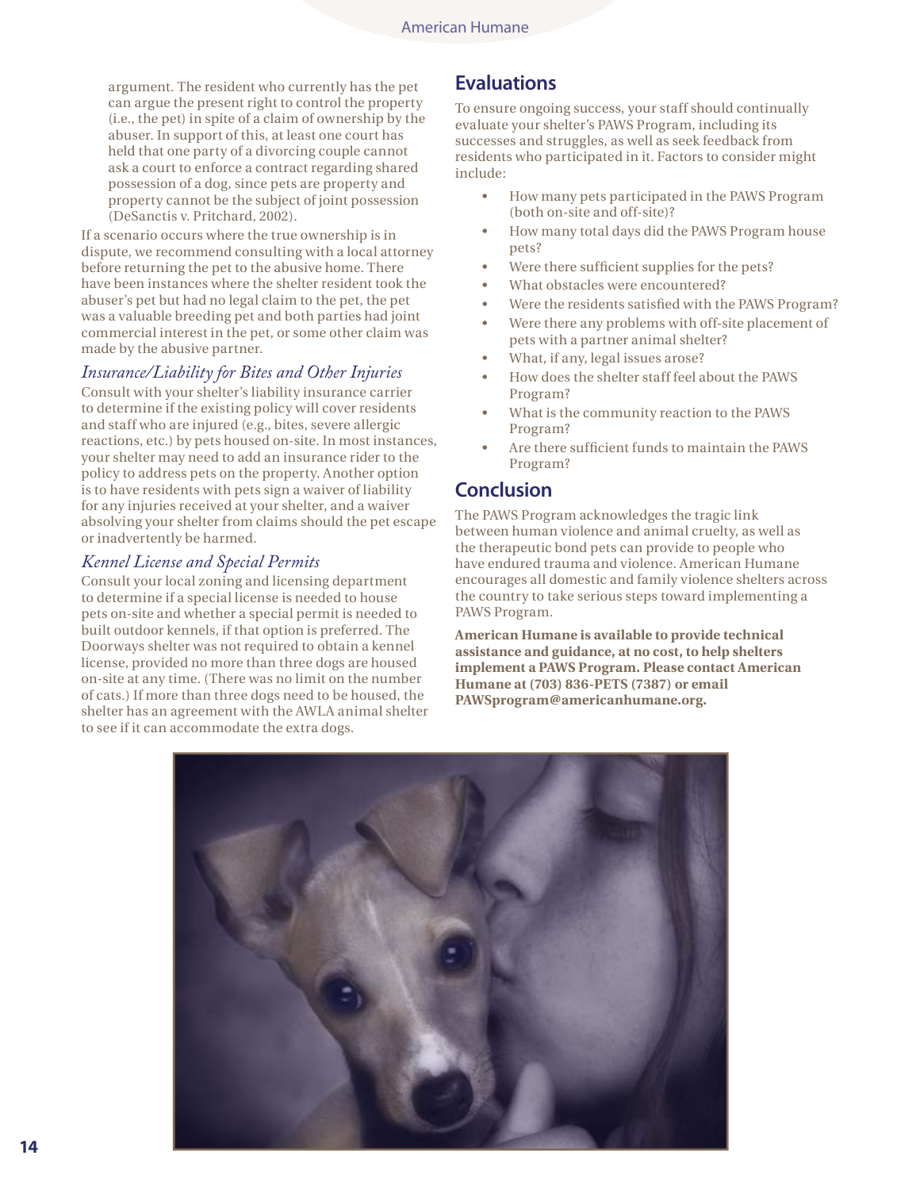argument. The resident who currently has the pet can argue the present right to control the property (i.e., the pet) in spite of a claim of ownership by the abuser. In support of this, at least one court has held that one party of a divorcing couple cannot ask a court to enforce a contract regarding shared possession of a dog, since pets are property and property cannot be the subject of joint possession (DeSanctis v. Pritchard, 2002).

If a scenario occurs where the true ownership is in dispute, we recommend consulting with a local attorney before returning the pet to the abusive home. There have been instances where the shelter resident took the abuser's pet but had no legal claim to the pet, the pet was a valuable breeding pet and both parties had joint commercial interest in the pet, or some other claim was made by the abusive partner.

### *Insurance/Liability for Bites and Other Injuries*

Consult with your shelter's liability insurance carrier to determine if the existing policy will cover residents and staff who are injured (e.g., bites, severe allergic reactions, etc.) by pets housed on-site. In most instances, your shelter may need to add an insurance rider to the policy to address pets on the property. Another option is to have residents with pets sign a waiver of liability for any injuries received at your shelter, and a waiver absolving your shelter from claims should the pet escape or inadvertently be harmed.

### *Kennel License and Special Permits*

Consult your local zoning and licensing department to determine if a special license is needed to house pets on-site and whether a special permit is needed to built outdoor kennels, if that option is preferred. The Doorways shelter was not required to obtain a kennel license, provided no more than three dogs are housed on-site at any time. (There was no limit on the number of cats.) If more than three dogs need to be housed, the shelter has an agreement with the AWLA animal shelter to see if it can accommodate the extra dogs.

## Evaluations

To ensure ongoing success, your staff should continually evaluate your shelter's PAWS Program, including its successes and struggles, as well as seek feedback from residents who participated in it. Factors to consider might include:

- How many pets participated in the PAWS Program (both on-site and off-site)?
- How many total days did the PAWS Program house pets?
- Were there sufficient supplies for the pets?
- What obstacles were encountered?
- Were the residents satisfied with the PAWS Program?
- Were there any problems with off-site placement of pets with a partner animal shelter?
- What, if any, legal issues arose?
- How does the shelter staff feel about the PAWS Program?
- What is the community reaction to the PAWS Program?
- Are there sufficient funds to maintain the PAWS Program?

## Conclusion

The PAWS Program acknowledges the tragic link between human violence and animal cruelty, as well as the therapeutic bond pets can provide to people who have endured trauma and violence. American Humane encourages all domestic and family violence shelters across the country to take serious steps toward implementing a PAWS Program.

**American Humane is available to provide technical assistance and guidance, at no cost, to help shelters implement a PAWS Program. Please contact American Humane at (703) 836-PETS (7387) or email PAWSprogram@americanhumane.org.**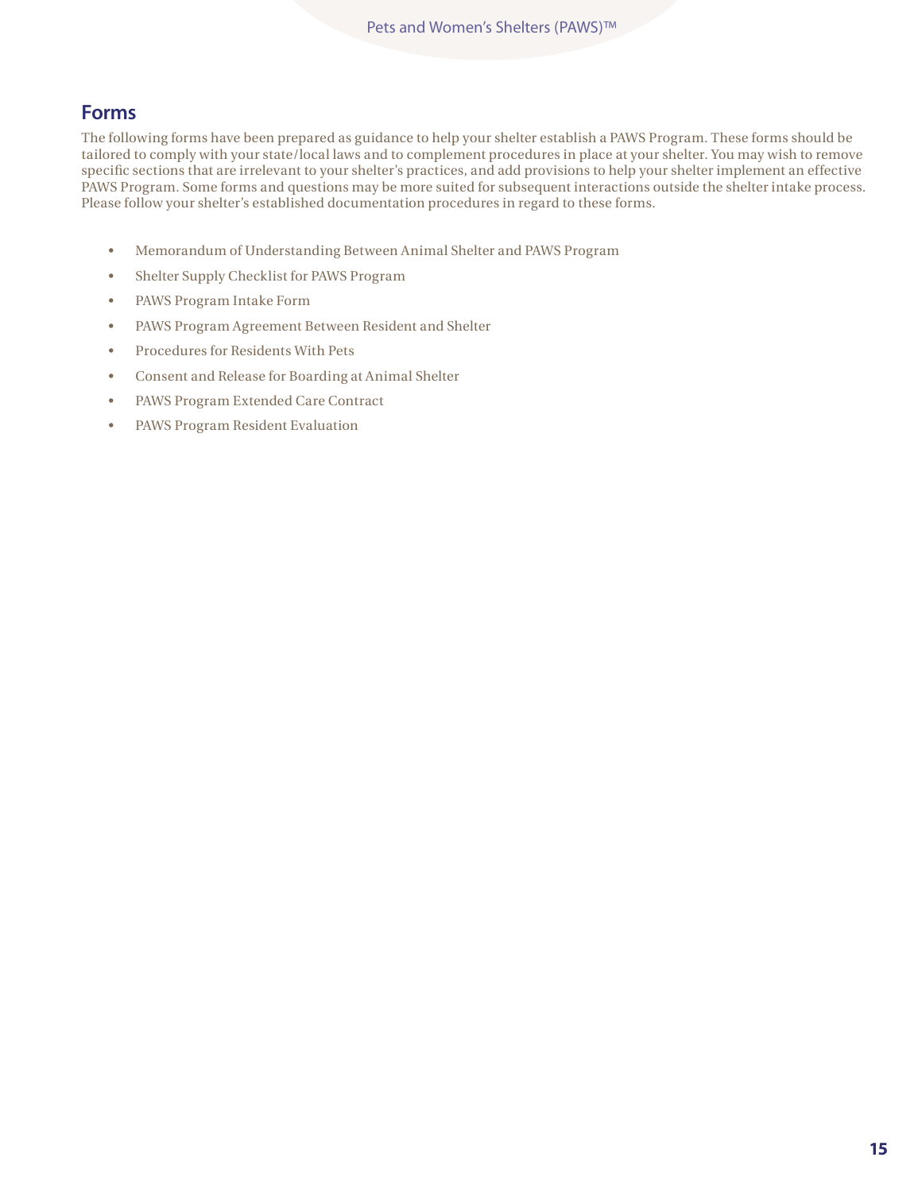## Forms

The following forms have been prepared as guidance to help your shelter establish a PAWS Program. These forms should be tailored to comply with your state/local laws and to complement procedures in place at your shelter. You may wish to remove specific sections that are irrelevant to your shelter's practices, and add provisions to help your shelter implement an effective PAWS Program. Some forms and questions may be more suited for subsequent interactions outside the shelter intake process. Please follow your shelter's established documentation procedures in regard to these forms.

- Memorandum of Understanding Between Animal Shelter and PAWS Program
- Shelter Supply Checklist for PAWS Program
- PAWS Program Intake Form
- PAWS Program Agreement Between Resident and Shelter
- Procedures for Residents With Pets
- Consent and Release for Boarding at Animal Shelter
- PAWS Program Extended Care Contract
- PAWS Program Resident Evaluation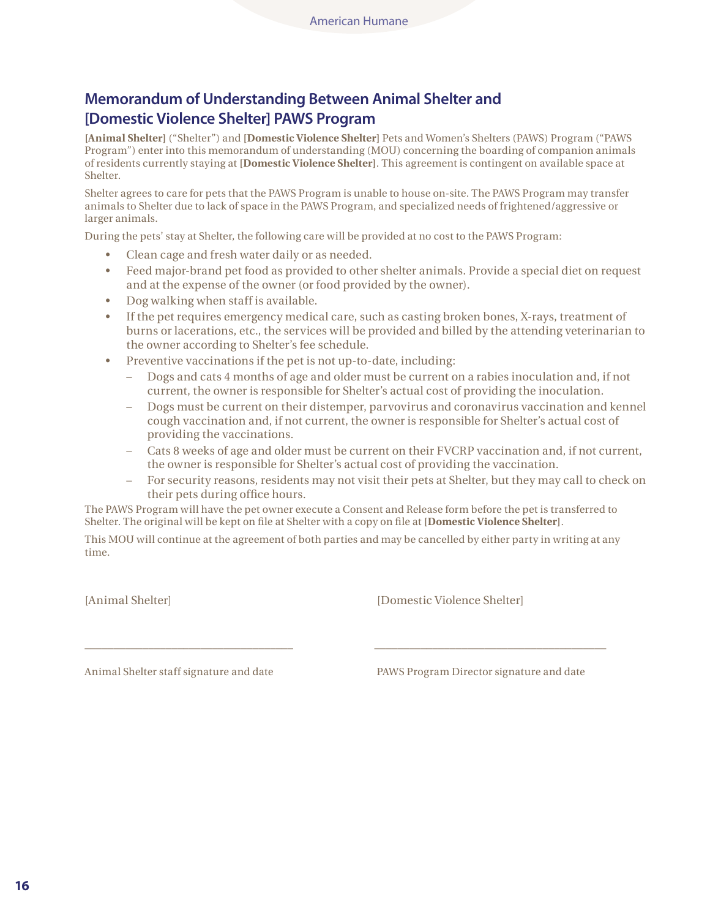## Memorandum of Understanding Between Animal Shelter and [Domestic Violence Shelter] PAWS Program

**[Animal Shelter]** ("Shelter") and **[Domestic Violence Shelter]** Pets and Women's Shelters (PAWS) Program ("PAWS Program") enter into this memorandum of understanding (MOU) concerning the boarding of companion animals of residents currently staying at **[Domestic Violence Shelter]**. This agreement is contingent on available space at Shelter.

Shelter agrees to care for pets that the PAWS Program is unable to house on-site. The PAWS Program may transfer animals to Shelter due to lack of space in the PAWS Program, and specialized needs of frightened/aggressive or larger animals.

During the pets' stay at Shelter, the following care will be provided at no cost to the PAWS Program:

- Clean cage and fresh water daily or as needed.
- Feed major-brand pet food as provided to other shelter animals. Provide a special diet on request and at the expense of the owner (or food provided by the owner).
- Dog walking when staff is available.
- If the pet requires emergency medical care, such as casting broken bones, X-rays, treatment of burns or lacerations, etc., the services will be provided and billed by the attending veterinarian to the owner according to Shelter's fee schedule.
- Preventive vaccinations if the pet is not up-to-date, including:
  - Dogs and cats 4 months of age and older must be current on a rabies inoculation and, if not current, the owner is responsible for Shelter's actual cost of providing the inoculation.
  - Dogs must be current on their distemper, parvovirus and coronavirus vaccination and kennel cough vaccination and, if not current, the owner is responsible for Shelter's actual cost of providing the vaccinations.
  - Cats 8 weeks of age and older must be current on their FVCRP vaccination and, if not current, the owner is responsible for Shelter's actual cost of providing the vaccination.
  - For security reasons, residents may not visit their pets at Shelter, but they may call to check on their pets during office hours.

The PAWS Program will have the pet owner execute a Consent and Release form before the pet is transferred to Shelter. The original will be kept on file at Shelter with a copy on file at **[Domestic Violence Shelter]**.

This MOU will continue at the agreement of both parties and may be cancelled by either party in writing at any time.

[Animal Shelter]

\_\_\_\_\_\_\_\_\_\_\_\_\_\_\_\_\_\_\_\_\_\_\_\_\_\_\_\_\_\_\_\_\_\_\_

Animal Shelter staff signature and date

[Domestic Violence Shelter]

\_\_\_\_\_\_\_\_\_\_\_\_\_\_\_\_\_\_\_\_\_\_\_\_\_\_\_\_\_\_\_\_\_\_\_

PAWS Program Director signature and date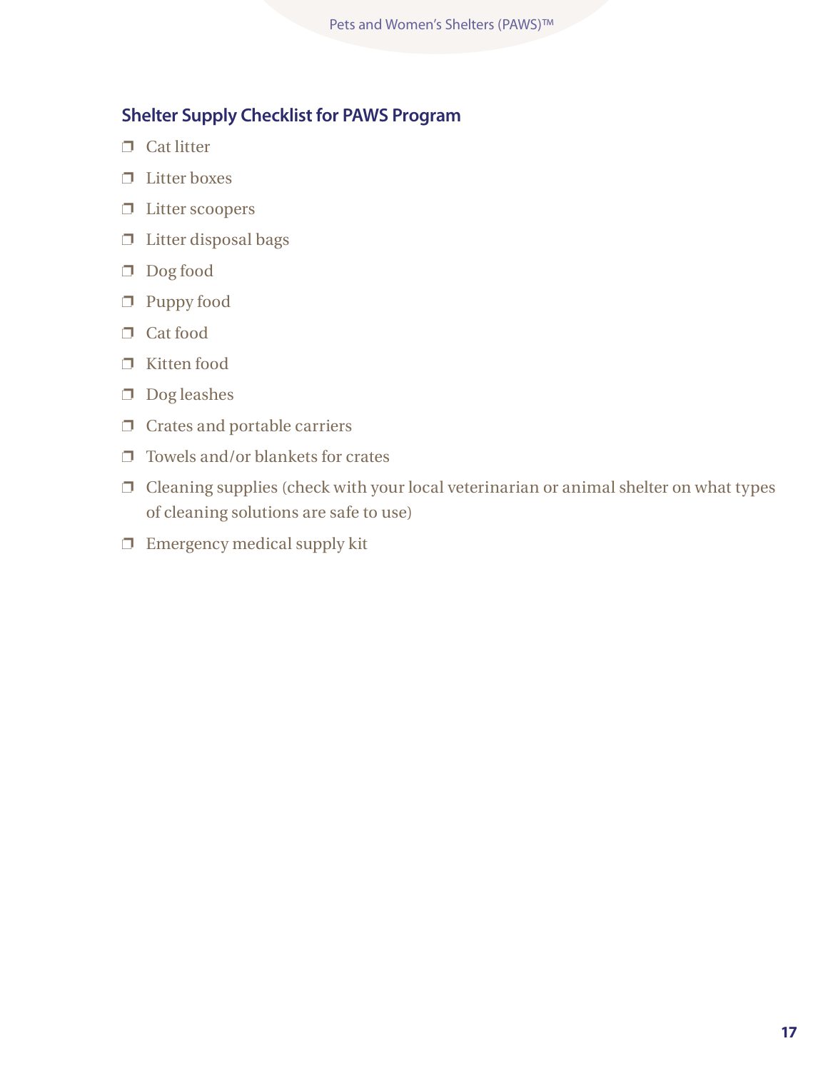## Shelter Supply Checklist for PAWS Program

- ❒ Cat litter
- ❒ Litter boxes
- ❒ Litter scoopers
- ❒ Litter disposal bags
- ❒ Dog food
- ❒ Puppy food
- ❒ Cat food
- ❒ Kitten food
- ❒ Dog leashes
- ❒ Crates and portable carriers
- ❒ Towels and/or blankets for crates
- ❒ Cleaning supplies (check with your local veterinarian or animal shelter on what types of cleaning solutions are safe to use)
- ❒ Emergency medical supply kit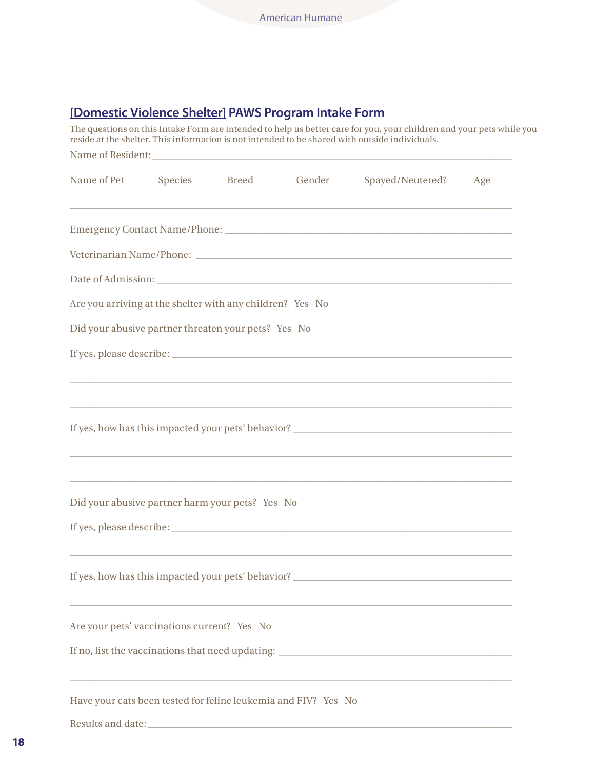## [Domestic Violence Shelter] PAWS Program Intake Form

The questions on this Intake Form are intended to help us better care for you, your children and your pets while you reside at the shelter. This information is not intended to be shared with outside individuals.

Name of Resident: ______________________________________________

| Name of Pet | Species | Breed | Gender | Spayed/Neutered? | Age |
|---|---|---|---|---|---|
| | | | | | |

Emergency Contact Name/Phone: ______________________________________________

Veterinarian Name/Phone: ______________________________________________

Date of Admission: ______________________________________________

Are you arriving at the shelter with any children? Yes No

Did your abusive partner threaten your pets? Yes No

If yes, please describe: ______________________________________________

______________________________________________

______________________________________________

If yes, how has this impacted your pets' behavior? ______________________________________________

______________________________________________

______________________________________________

Did your abusive partner harm your pets? Yes No

If yes, please describe: ______________________________________________

______________________________________________

If yes, how has this impacted your pets' behavior? ______________________________________________

______________________________________________

Are your pets' vaccinations current? Yes No

If no, list the vaccinations that need updating: ______________________________________________

______________________________________________

Have your cats been tested for feline leukemia and FIV? Yes No

Results and date: ______________________________________________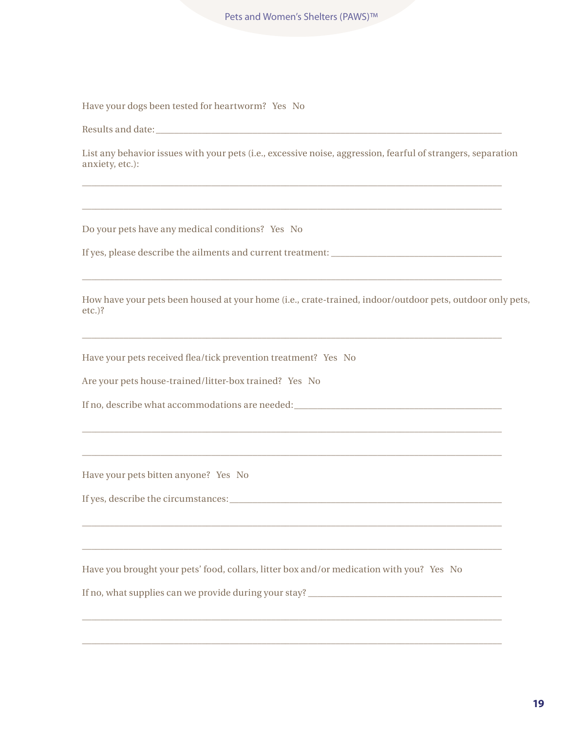Have your dogs been tested for heartworm? Yes No

Results and date: ___________________________________________________________________________

List any behavior issues with your pets (i.e., excessive noise, aggression, fearful of strangers, separation anxiety, etc.):

___________________________________________________________________________

___________________________________________________________________________

Do your pets have any medical conditions? Yes No

If yes, please describe the ailments and current treatment: ___________________________________

___________________________________________________________________________

How have your pets been housed at your home (i.e., crate-trained, indoor/outdoor pets, outdoor only pets, etc.)?

___________________________________________________________________________

Have your pets received flea/tick prevention treatment? Yes No

Are your pets house-trained/litter-box trained? Yes No

If no, describe what accommodations are needed: ________________________________________

___________________________________________________________________________

___________________________________________________________________________

Have your pets bitten anyone? Yes No

If yes, describe the circumstances: ______________________________________________________

___________________________________________________________________________

___________________________________________________________________________

Have you brought your pets' food, collars, litter box and/or medication with you? Yes No

If no, what supplies can we provide during your stay? _____________________________________

___________________________________________________________________________

___________________________________________________________________________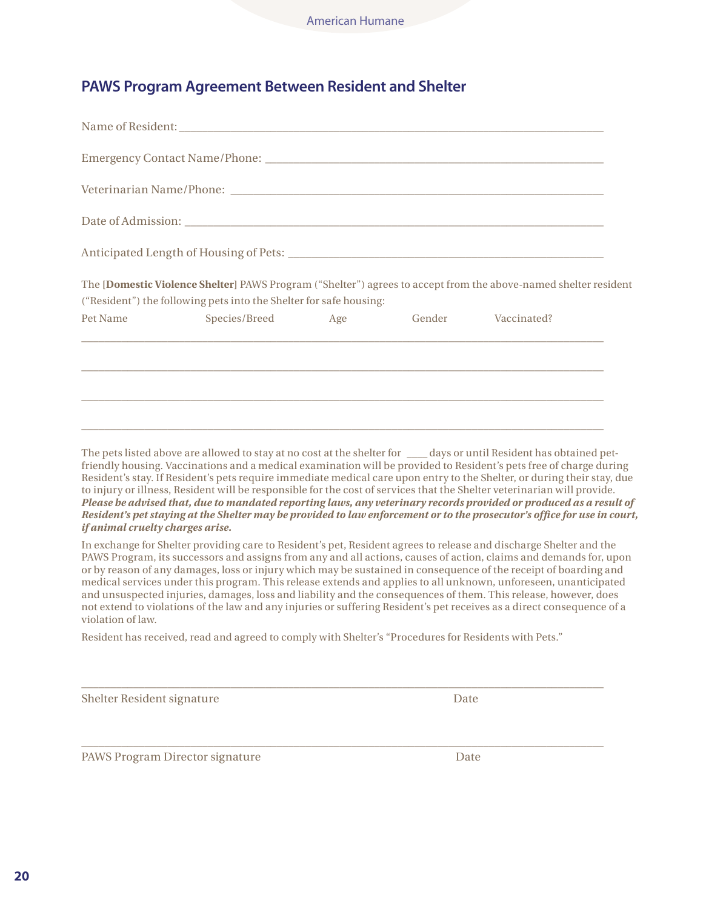## PAWS Program Agreement Between Resident and Shelter

Name of Resident:\_\_\_\_\_\_\_\_\_\_\_\_\_\_\_\_\_\_\_\_\_\_\_\_\_\_\_\_\_\_\_\_\_\_\_\_\_\_\_\_\_\_\_\_\_\_\_\_\_\_\_\_\_\_\_\_

Emergency Contact Name/Phone: \_\_\_\_\_\_\_\_\_\_\_\_\_\_\_\_\_\_\_\_\_\_\_\_\_\_\_\_\_\_\_\_\_\_\_\_\_\_\_\_\_\_\_\_\_\_

Veterinarian Name/Phone: \_\_\_\_\_\_\_\_\_\_\_\_\_\_\_\_\_\_\_\_\_\_\_\_\_\_\_\_\_\_\_\_\_\_\_\_\_\_\_\_\_\_\_\_\_\_\_\_\_\_

Date of Admission: \_\_\_\_\_\_\_\_\_\_\_\_\_\_\_\_\_\_\_\_\_\_\_\_\_\_\_\_\_\_\_\_\_\_\_\_\_\_\_\_\_\_\_\_\_\_\_\_\_\_\_\_\_\_\_\_

Anticipated Length of Housing of Pets: \_\_\_\_\_\_\_\_\_\_\_\_\_\_\_\_\_\_\_\_\_\_\_\_\_\_\_\_\_\_\_\_\_\_\_\_\_\_\_\_

The [**Domestic Violence Shelter**] PAWS Program ("Shelter") agrees to accept from the above-named shelter resident ("Resident") the following pets into the Shelter for safe housing:

| Pet Name | Species/Breed | Age | Gender | Vaccinated? |
|---|---|---|---|---|
| | | | | |
| | | | | |
| | | | | |
| | | | | |

The pets listed above are allowed to stay at no cost at the shelter for \_\_\_\_ days or until Resident has obtained pet-friendly housing. Vaccinations and a medical examination will be provided to Resident's pets free of charge during Resident's stay. If Resident's pets require immediate medical care upon entry to the Shelter, or during their stay, due to injury or illness, Resident will be responsible for the cost of services that the Shelter veterinarian will provide. ***Please be advised that, due to mandated reporting laws, any veterinary records provided or produced as a result of Resident's pet staying at the Shelter may be provided to law enforcement or to the prosecutor's office for use in court, if animal cruelty charges arise.***

In exchange for Shelter providing care to Resident's pet, Resident agrees to release and discharge Shelter and the PAWS Program, its successors and assigns from any and all actions, causes of action, claims and demands for, upon or by reason of any damages, loss or injury which may be sustained in consequence of the receipt of boarding and medical services under this program. This release extends and applies to all unknown, unforeseen, unanticipated and unsuspected injuries, damages, loss and liability and the consequences of them. This release, however, does not extend to violations of the law and any injuries or suffering Resident's pet receives as a direct consequence of a violation of law.

Resident has received, read and agreed to comply with Shelter's "Procedures for Residents with Pets."

\_\_\_\_\_\_\_\_\_\_\_\_\_\_\_\_\_\_\_\_\_\_\_\_\_\_\_\_\_\_\_\_\_\_\_\_\_\_\_\_\_\_\_\_\_\_\_\_\_\_\_\_\_\_\_\_\_\_\_\_\_\_\_\_

Shelter Resident signature Date

\_\_\_\_\_\_\_\_\_\_\_\_\_\_\_\_\_\_\_\_\_\_\_\_\_\_\_\_\_\_\_\_\_\_\_\_\_\_\_\_\_\_\_\_\_\_\_\_\_\_\_\_\_\_\_\_\_\_\_\_\_\_\_\_

PAWS Program Director signature Date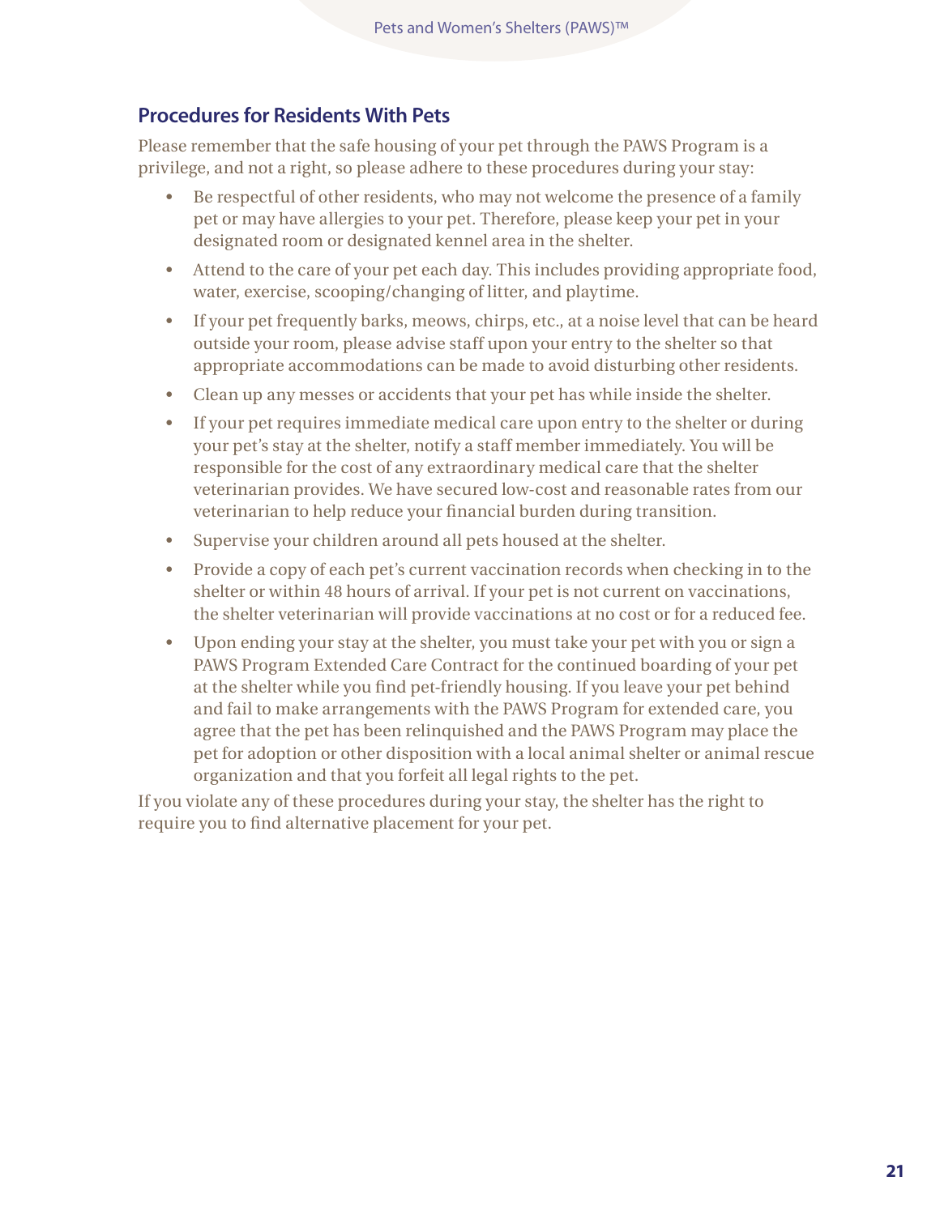## Procedures for Residents With Pets

Please remember that the safe housing of your pet through the PAWS Program is a privilege, and not a right, so please adhere to these procedures during your stay:

- Be respectful of other residents, who may not welcome the presence of a family pet or may have allergies to your pet. Therefore, please keep your pet in your designated room or designated kennel area in the shelter.
- Attend to the care of your pet each day. This includes providing appropriate food, water, exercise, scooping/changing of litter, and playtime.
- If your pet frequently barks, meows, chirps, etc., at a noise level that can be heard outside your room, please advise staff upon your entry to the shelter so that appropriate accommodations can be made to avoid disturbing other residents.
- Clean up any messes or accidents that your pet has while inside the shelter.
- If your pet requires immediate medical care upon entry to the shelter or during your pet's stay at the shelter, notify a staff member immediately. You will be responsible for the cost of any extraordinary medical care that the shelter veterinarian provides. We have secured low-cost and reasonable rates from our veterinarian to help reduce your financial burden during transition.
- Supervise your children around all pets housed at the shelter.
- Provide a copy of each pet's current vaccination records when checking in to the shelter or within 48 hours of arrival. If your pet is not current on vaccinations, the shelter veterinarian will provide vaccinations at no cost or for a reduced fee.
- Upon ending your stay at the shelter, you must take your pet with you or sign a PAWS Program Extended Care Contract for the continued boarding of your pet at the shelter while you find pet-friendly housing. If you leave your pet behind and fail to make arrangements with the PAWS Program for extended care, you agree that the pet has been relinquished and the PAWS Program may place the pet for adoption or other disposition with a local animal shelter or animal rescue organization and that you forfeit all legal rights to the pet.

If you violate any of these procedures during your stay, the shelter has the right to require you to find alternative placement for your pet.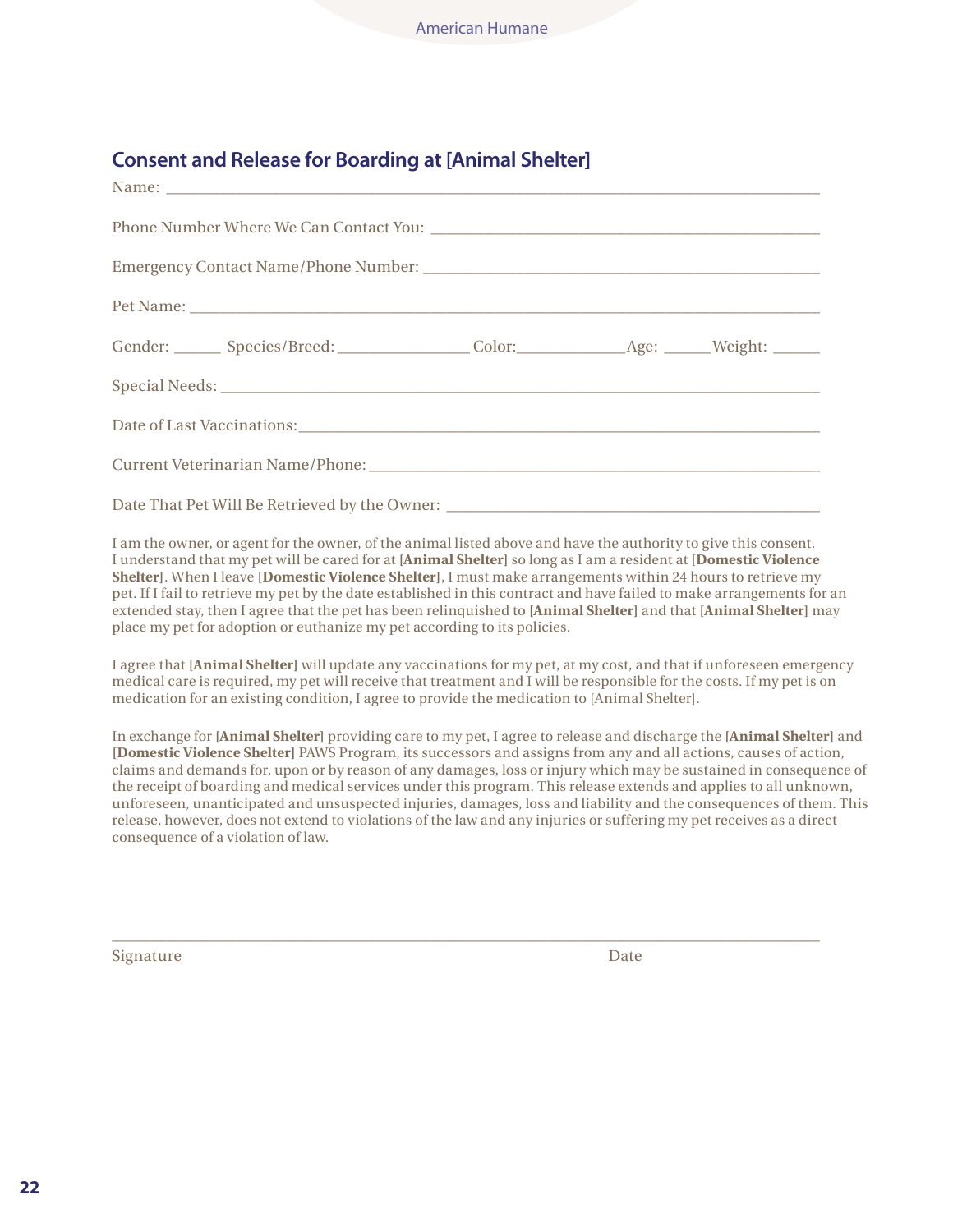## Consent and Release for Boarding at [Animal Shelter]

Name: ___________________________________________________________________________

Phone Number Where We Can Contact You: ___________________________________________

Emergency Contact Name/Phone Number: _____________________________________________

Pet Name: _________________________________________________________________________

Gender: ______ Species/Breed: ________________ Color:_____________Age: ______Weight: ______

Special Needs: _____________________________________________________________________

Date of Last Vaccinations:__________________________________________________________

Current Veterinarian Name/Phone:____________________________________________________

Date That Pet Will Be Retrieved by the Owner: _____________________________________________

I am the owner, or agent for the owner, of the animal listed above and have the authority to give this consent. I understand that my pet will be cared for at **[Animal Shelter]** so long as I am a resident at **[Domestic Violence Shelter]**. When I leave **[Domestic Violence Shelter]**, I must make arrangements within 24 hours to retrieve my pet. If I fail to retrieve my pet by the date established in this contract and have failed to make arrangements for an extended stay, then I agree that the pet has been relinquished to **[Animal Shelter]** and that **[Animal Shelter]** may place my pet for adoption or euthanize my pet according to its policies.

I agree that **[Animal Shelter]** will update any vaccinations for my pet, at my cost, and that if unforeseen emergency medical care is required, my pet will receive that treatment and I will be responsible for the costs. If my pet is on medication for an existing condition, I agree to provide the medication to [Animal Shelter].

In exchange for **[Animal Shelter]** providing care to my pet, I agree to release and discharge the **[Animal Shelter]** and **[Domestic Violence Shelter]** PAWS Program, its successors and assigns from any and all actions, causes of action, claims and demands for, upon or by reason of any damages, loss or injury which may be sustained in consequence of the receipt of boarding and medical services under this program. This release extends and applies to all unknown, unforeseen, unanticipated and unsuspected injuries, damages, loss and liability and the consequences of them. This release, however, does not extend to violations of the law and any injuries or suffering my pet receives as a direct consequence of a violation of law.

___________________________________________________________________________________

Signature Date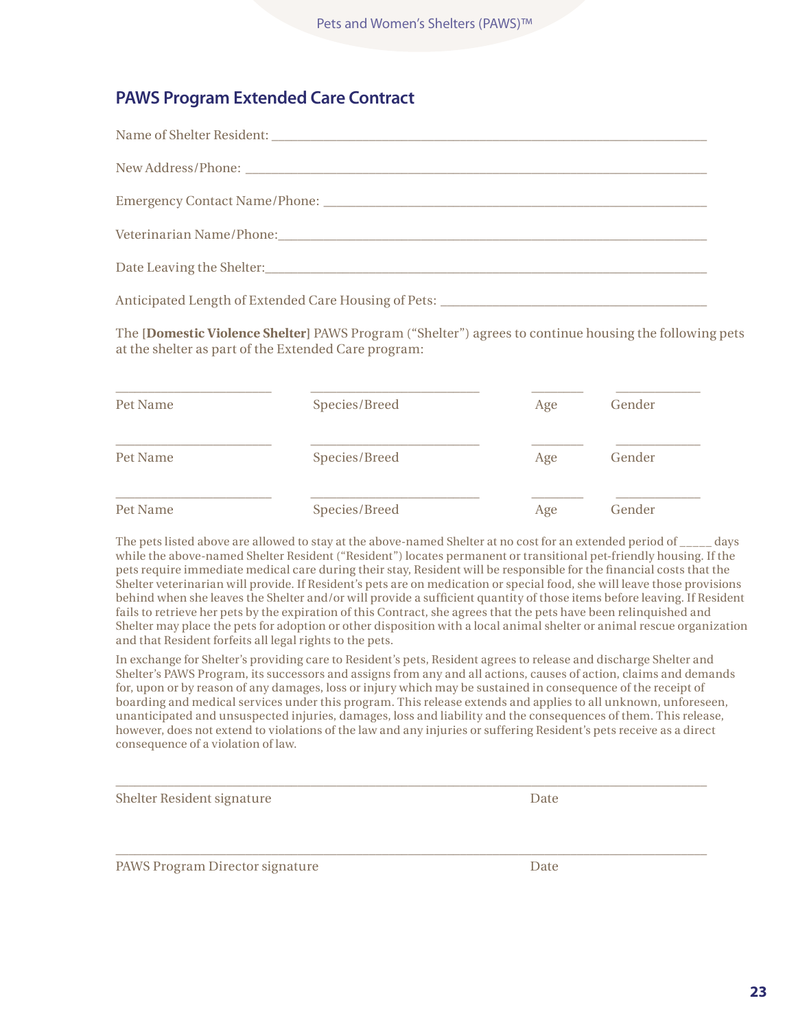## PAWS Program Extended Care Contract

Name of Shelter Resident: ___________________________________________

New Address/Phone: ___________________________________________

Emergency Contact Name/Phone: ___________________________________________

Veterinarian Name/Phone:___________________________________________

Date Leaving the Shelter:___________________________________________

Anticipated Length of Extended Care Housing of Pets: ___________________________

The **[Domestic Violence Shelter]** PAWS Program ("Shelter") agrees to continue housing the following pets at the shelter as part of the Extended Care program:

| Pet Name | Species/Breed | Age | Gender |
|---|---|---|---|
| ______________ | ______________ | ______ | ________ |
| ______________ | ______________ | ______ | ________ |
| ______________ | ______________ | ______ | ________ |

The pets listed above are allowed to stay at the above-named Shelter at no cost for an extended period of _____ days while the above-named Shelter Resident ("Resident") locates permanent or transitional pet-friendly housing. If the pets require immediate medical care during their stay, Resident will be responsible for the financial costs that the Shelter veterinarian will provide. If Resident's pets are on medication or special food, she will leave those provisions behind when she leaves the Shelter and/or will provide a sufficient quantity of those items before leaving. If Resident fails to retrieve her pets by the expiration of this Contract, she agrees that the pets have been relinquished and Shelter may place the pets for adoption or other disposition with a local animal shelter or animal rescue organization and that Resident forfeits all legal rights to the pets.

In exchange for Shelter's providing care to Resident's pets, Resident agrees to release and discharge Shelter and Shelter's PAWS Program, its successors and assigns from any and all actions, causes of action, claims and demands for, upon or by reason of any damages, loss or injury which may be sustained in consequence of the receipt of boarding and medical services under this program. This release extends and applies to all unknown, unforeseen, unanticipated and unsuspected injuries, damages, loss and liability and the consequences of them. This release, however, does not extend to violations of the law and any injuries or suffering Resident's pets receive as a direct consequence of a violation of law.

___________________________________________

Shelter Resident signature　　　　　　　　　Date

___________________________________________

PAWS Program Director signature　　　　　　　Date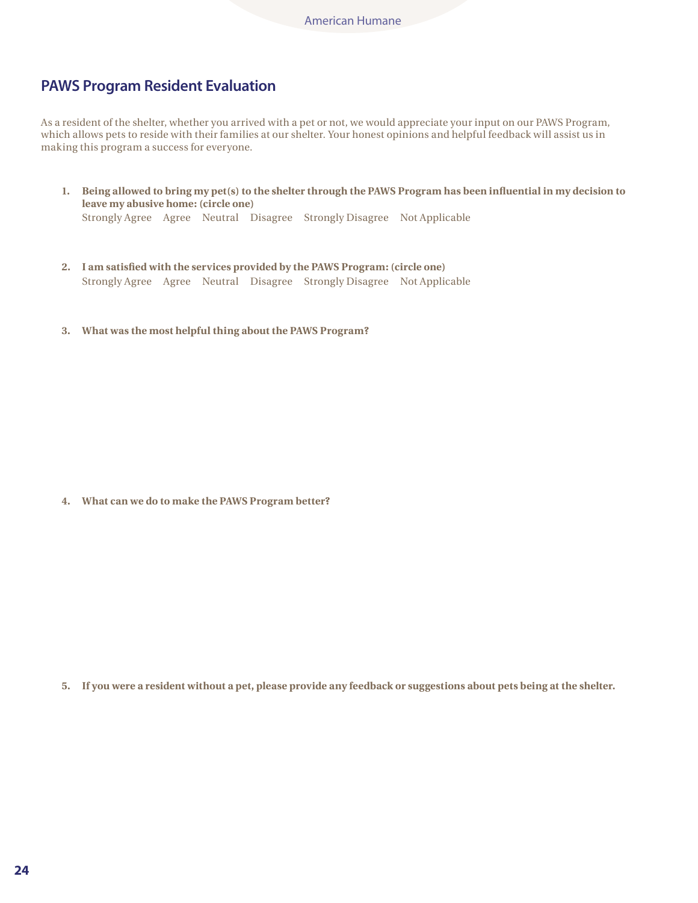## PAWS Program Resident Evaluation

As a resident of the shelter, whether you arrived with a pet or not, we would appreciate your input on our PAWS Program, which allows pets to reside with their families at our shelter. Your honest opinions and helpful feedback will assist us in making this program a success for everyone.

1. **Being allowed to bring my pet(s) to the shelter through the PAWS Program has been influential in my decision to leave my abusive home: (circle one)**
   Strongly Agree     Agree     Neutral     Disagree     Strongly Disagree     Not Applicable

2. **I am satisfied with the services provided by the PAWS Program: (circle one)**
   Strongly Agree     Agree     Neutral     Disagree     Strongly Disagree     Not Applicable

3. **What was the most helpful thing about the PAWS Program?**

4. **What can we do to make the PAWS Program better?**

5. **If you were a resident without a pet, please provide any feedback or suggestions about pets being at the shelter.**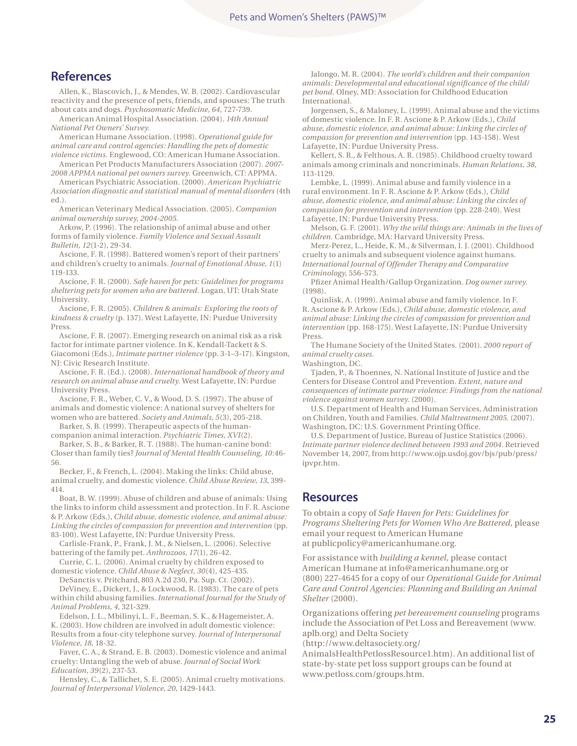## References

Allen, K., Blascovich, J., & Mendes, W. B. (2002). Cardiovascular reactivity and the presence of pets, friends, and spouses: The truth about cats and dogs. *Psychosomatic Medicine, 64*, 727-739.

American Animal Hospital Association. (2004). *14th Annual National Pet Owners' Survey.*

American Humane Association. (1998). *Operational guide for animal care and control agencies: Handling the pets of domestic violence victims.* Englewood, CO: American Humane Association.

American Pet Products Manufacturers Association (2007). *2007-2008 APPMA national pet owners survey.* Greenwich, CT: APPMA.

American Psychiatric Association. (2000). *American Psychiatric Association diagnostic and statistical manual of mental disorders* (4th ed.).

American Veterinary Medical Association. (2005). *Companion animal ownership survey, 2004-2005.*

Arkow, P. (1996). The relationship of animal abuse and other forms of family violence. *Family Violence and Sexual Assault Bulletin, 12*(1-2), 29-34.

Ascione, F. R. (1998). Battered women's report of their partners' and children's cruelty to animals. *Journal of Emotional Abuse, 1*(1) 119-133.

Ascione, F. R. (2000). *Safe haven for pets: Guidelines for programs sheltering pets for women who are battered.* Logan, UT: Utah State University.

Ascione, F. R. (2005). *Children & animals: Exploring the roots of kindness & cruelty* (p. 137). West Lafayette, IN: Purdue University Press.

Ascione, F. R. (2007). Emerging research on animal risk as a risk factor for intimate partner violence. In K. Kendall-Tackett & S. Giacomoni (Eds.), *Intimate partner violence* (pp. 3-1–3-17). Kingston, NJ: Civic Research Institute.

Ascione, F. R. (Ed.). (2008). *International handbook of theory and research on animal abuse and cruelty.* West Lafayette, IN: Purdue University Press.

Ascione, F. R., Weber, C. V., & Wood, D. S. (1997). The abuse of animals and domestic violence: A national survey of shelters for women who are battered. *Society and Animals, 5*(3), 205-218.

Barker, S. B. (1999). Therapeutic aspects of the human-companion animal interaction. *Psychiatric Times, XVI*(2).

Barker, S. B., & Barker, R. T. (1988). The human-canine bond: Closer than family ties? *Journal of Mental Health Counseling, 10*:46-56.

Becker, F., & French, L. (2004). Making the links: Child abuse, animal cruelty, and domestic violence. *Child Abuse Review, 13*, 399-414.

Boat, B. W. (1999). Abuse of children and abuse of animals: Using the links to inform child assessment and protection. In F. R. Ascione & P. Arkow (Eds.), *Child abuse, domestic violence, and animal abuse: Linking the circles of compassion for prevention and intervention* (pp. 83-100). West Lafayette, IN: Purdue University Press.

Carlisle-Frank, P., Frank, J. M., & Nielsen, L. (2006). Selective battering of the family pet. *Anthrozoos, 17*(1), 26-42.

Currie, C. L. (2006). Animal cruelty by children exposed to domestic violence. *Child Abuse & Neglect, 30*(4), 425-435.

DeSanctis v. Pritchard, 803 A.2d 230, Pa. Sup. Ct. (2002).

DeViney, E., Dickert, J., & Lockwood, R. (1983). The care of pets within child abusing families. *International Journal for the Study of Animal Problems, 4*, 321-329.

Edelson, J. L., Mbilinyi, L. F., Beeman, S. K., & Hagemeister, A. K. (2003). How children are involved in adult domestic violence: Results from a four-city telephone survey. *Journal of Interpersonal Violence, 18*, 18-32.

Faver, C. A., & Strand, E. B. (2003). Domestic violence and animal cruelty: Untangling the web of abuse. *Journal of Social Work Education, 39*(2), 237-53.

Hensley, C., & Tallichet, S. E. (2005). Animal cruelty motivations. *Journal of Interpersonal Violence, 20*, 1429-1443.

Jalongo, M. R. (2004). *The world's children and their companion animals: Developmental and educational significance of the child/pet bond.* Olney, MD: Association for Childhood Education International.

Jorgensen, S., & Maloney, L. (1999). Animal abuse and the victims of domestic violence. In F. R. Ascione & P. Arkow (Eds.), *Child abuse, domestic violence, and animal abuse: Linking the circles of compassion for prevention and intervention* (pp. 143-158). West Lafayette, IN: Purdue University Press.

Kellert, S. R., & Felthous, A. R. (1985). Childhood cruelty toward animals among criminals and noncriminals. *Human Relations, 38*, 113-1129.

Lembke, L. (1999). Animal abuse and family violence in a rural environment. In F. R. Ascione & P. Arkow (Eds.), *Child abuse, domestic violence, and animal abuse: Linking the circles of compassion for prevention and intervention* (pp. 228-240). West Lafayette, IN: Purdue University Press.

Melson, G. F. (2001). *Why the wild things are: Animals in the lives of children.* Cambridge, MA: Harvard University Press.

Merz-Perez, L., Heide, K. M., & Silverman, I. J. (2001). Childhood cruelty to animals and subsequent violence against humans. *International Journal of Offender Therapy and Comparative Criminology,* 556-573.

Pfizer Animal Health/Gallup Organization. *Dog owner survey.* (1998).

Quinlisk, A. (1999). Animal abuse and family violence. In F. R. Ascione & P. Arkow (Eds.), *Child abuse, domestic violence, and animal abuse: Linking the circles of compassion for prevention and intervention* (pp. 168-175). West Lafayette, IN: Purdue University Press.

The Humane Society of the United States. (2001). *2000 report of animal cruelty cases.* Washington, DC.

Tjaden, P., & Thoennes, N. National Institute of Justice and the Centers for Disease Control and Prevention. *Extent, nature and consequences of intimate partner violence: Findings from the national violence against women survey.* (2000).

U.S. Department of Health and Human Services, Administration on Children, Youth and Families. *Child Maltreatment 2005.* (2007). Washington, DC: U.S. Government Printing Office.

U.S. Department of Justice, Bureau of Justice Statistics (2006). *Intimate partner violence declined between 1993 and 2004.* Retrieved November 14, 2007, from http://www.ojp.usdoj.gov/bjs/pub/press/ipvpr.htm.

## Resources

To obtain a copy of *Safe Haven for Pets: Guidelines for Programs Sheltering Pets for Women Who Are Battered,* please email your request to American Humane at publicpolicy@americanhumane.org.

For assistance with *building a kennel,* please contact American Humane at info@americanhumane.org or (800) 227-4645 for a copy of our *Operational Guide for Animal Care and Control Agencies: Planning and Building an Animal Shelter* (2000).

Organizations offering *pet bereavement counseling* programs include the Association of Pet Loss and Bereavement (www.aplb.org) and Delta Society (http://www.deltasociety.org/AnimalsHealthPetlossResource1.htm). An additional list of state-by-state pet loss support groups can be found at www.petloss.com/groups.htm.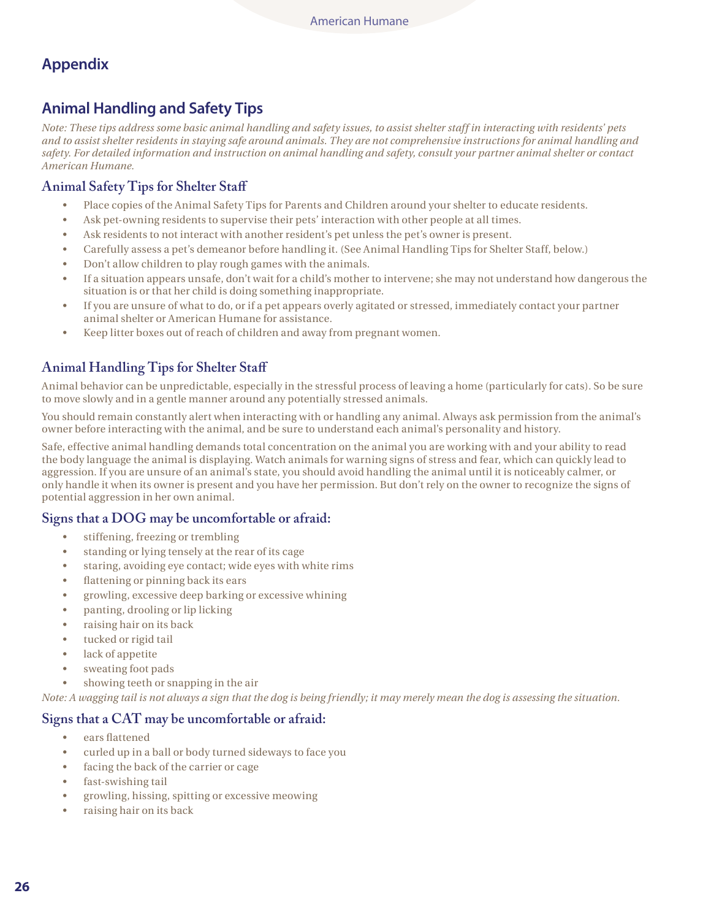# Appendix

## Animal Handling and Safety Tips

*Note: These tips address some basic animal handling and safety issues, to assist shelter staff in interacting with residents' pets and to assist shelter residents in staying safe around animals. They are not comprehensive instructions for animal handling and safety. For detailed information and instruction on animal handling and safety, consult your partner animal shelter or contact American Humane.*

### Animal Safety Tips for Shelter Staff

- Place copies of the Animal Safety Tips for Parents and Children around your shelter to educate residents.
- Ask pet-owning residents to supervise their pets' interaction with other people at all times.
- Ask residents to not interact with another resident's pet unless the pet's owner is present.
- Carefully assess a pet's demeanor before handling it. (See Animal Handling Tips for Shelter Staff, below.)
- Don't allow children to play rough games with the animals.
- If a situation appears unsafe, don't wait for a child's mother to intervene; she may not understand how dangerous the situation is or that her child is doing something inappropriate.
- If you are unsure of what to do, or if a pet appears overly agitated or stressed, immediately contact your partner animal shelter or American Humane for assistance.
- Keep litter boxes out of reach of children and away from pregnant women.

### Animal Handling Tips for Shelter Staff

Animal behavior can be unpredictable, especially in the stressful process of leaving a home (particularly for cats). So be sure to move slowly and in a gentle manner around any potentially stressed animals.

You should remain constantly alert when interacting with or handling any animal. Always ask permission from the animal's owner before interacting with the animal, and be sure to understand each animal's personality and history.

Safe, effective animal handling demands total concentration on the animal you are working with and your ability to read the body language the animal is displaying. Watch animals for warning signs of stress and fear, which can quickly lead to aggression. If you are unsure of an animal's state, you should avoid handling the animal until it is noticeably calmer, or only handle it when its owner is present and you have her permission. But don't rely on the owner to recognize the signs of potential aggression in her own animal.

### Signs that a DOG may be uncomfortable or afraid:

- stiffening, freezing or trembling
- standing or lying tensely at the rear of its cage
- staring, avoiding eye contact; wide eyes with white rims
- flattening or pinning back its ears
- growling, excessive deep barking or excessive whining
- panting, drooling or lip licking
- raising hair on its back
- tucked or rigid tail
- lack of appetite
- sweating foot pads
- showing teeth or snapping in the air

*Note: A wagging tail is not always a sign that the dog is being friendly; it may merely mean the dog is assessing the situation.*

### Signs that a CAT may be uncomfortable or afraid:

- ears flattened
- curled up in a ball or body turned sideways to face you
- facing the back of the carrier or cage
- fast-swishing tail
- growling, hissing, spitting or excessive meowing
- raising hair on its back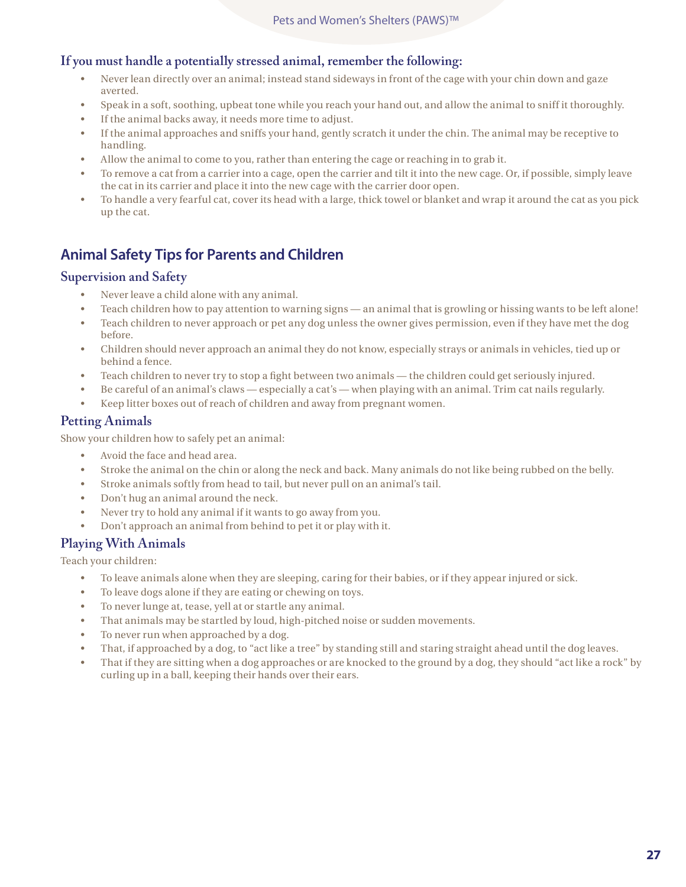### If you must handle a potentially stressed animal, remember the following:

- Never lean directly over an animal; instead stand sideways in front of the cage with your chin down and gaze averted.
- Speak in a soft, soothing, upbeat tone while you reach your hand out, and allow the animal to sniff it thoroughly.
- If the animal backs away, it needs more time to adjust.
- If the animal approaches and sniffs your hand, gently scratch it under the chin. The animal may be receptive to handling.
- Allow the animal to come to you, rather than entering the cage or reaching in to grab it.
- To remove a cat from a carrier into a cage, open the carrier and tilt it into the new cage. Or, if possible, simply leave the cat in its carrier and place it into the new cage with the carrier door open.
- To handle a very fearful cat, cover its head with a large, thick towel or blanket and wrap it around the cat as you pick up the cat.

## Animal Safety Tips for Parents and Children

### Supervision and Safety

- Never leave a child alone with any animal.
- Teach children how to pay attention to warning signs — an animal that is growling or hissing wants to be left alone!
- Teach children to never approach or pet any dog unless the owner gives permission, even if they have met the dog before.
- Children should never approach an animal they do not know, especially strays or animals in vehicles, tied up or behind a fence.
- Teach children to never try to stop a fight between two animals — the children could get seriously injured.
- Be careful of an animal's claws — especially a cat's — when playing with an animal. Trim cat nails regularly.
- Keep litter boxes out of reach of children and away from pregnant women.

### Petting Animals

Show your children how to safely pet an animal:

- Avoid the face and head area.
- Stroke the animal on the chin or along the neck and back. Many animals do not like being rubbed on the belly.
- Stroke animals softly from head to tail, but never pull on an animal's tail.
- Don't hug an animal around the neck.
- Never try to hold any animal if it wants to go away from you.
- Don't approach an animal from behind to pet it or play with it.

### Playing With Animals

Teach your children:

- To leave animals alone when they are sleeping, caring for their babies, or if they appear injured or sick.
- To leave dogs alone if they are eating or chewing on toys.
- To never lunge at, tease, yell at or startle any animal.
- That animals may be startled by loud, high-pitched noise or sudden movements.
- To never run when approached by a dog.
- That, if approached by a dog, to "act like a tree" by standing still and staring straight ahead until the dog leaves.
- That if they are sitting when a dog approaches or are knocked to the ground by a dog, they should "act like a rock" by curling up in a ball, keeping their hands over their ears.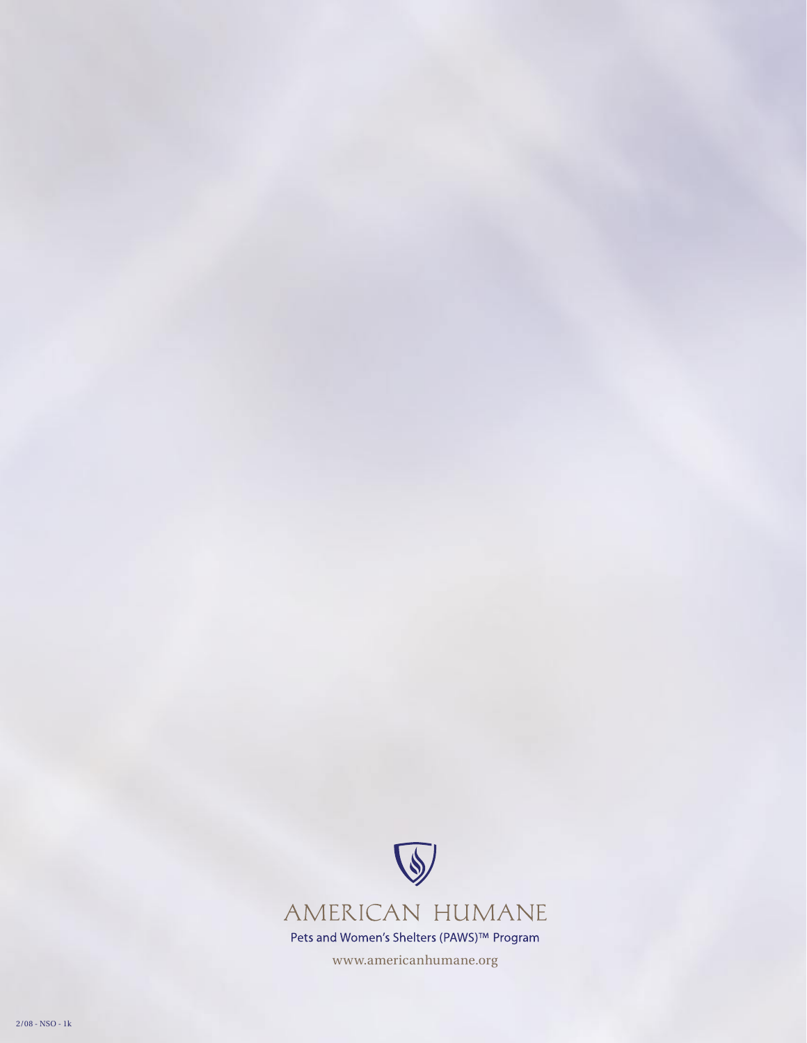AMERICAN HUMANE

Pets and Women's Shelters (PAWS)™ Program

www.americanhumane.org

2/08 - NSO - 1k